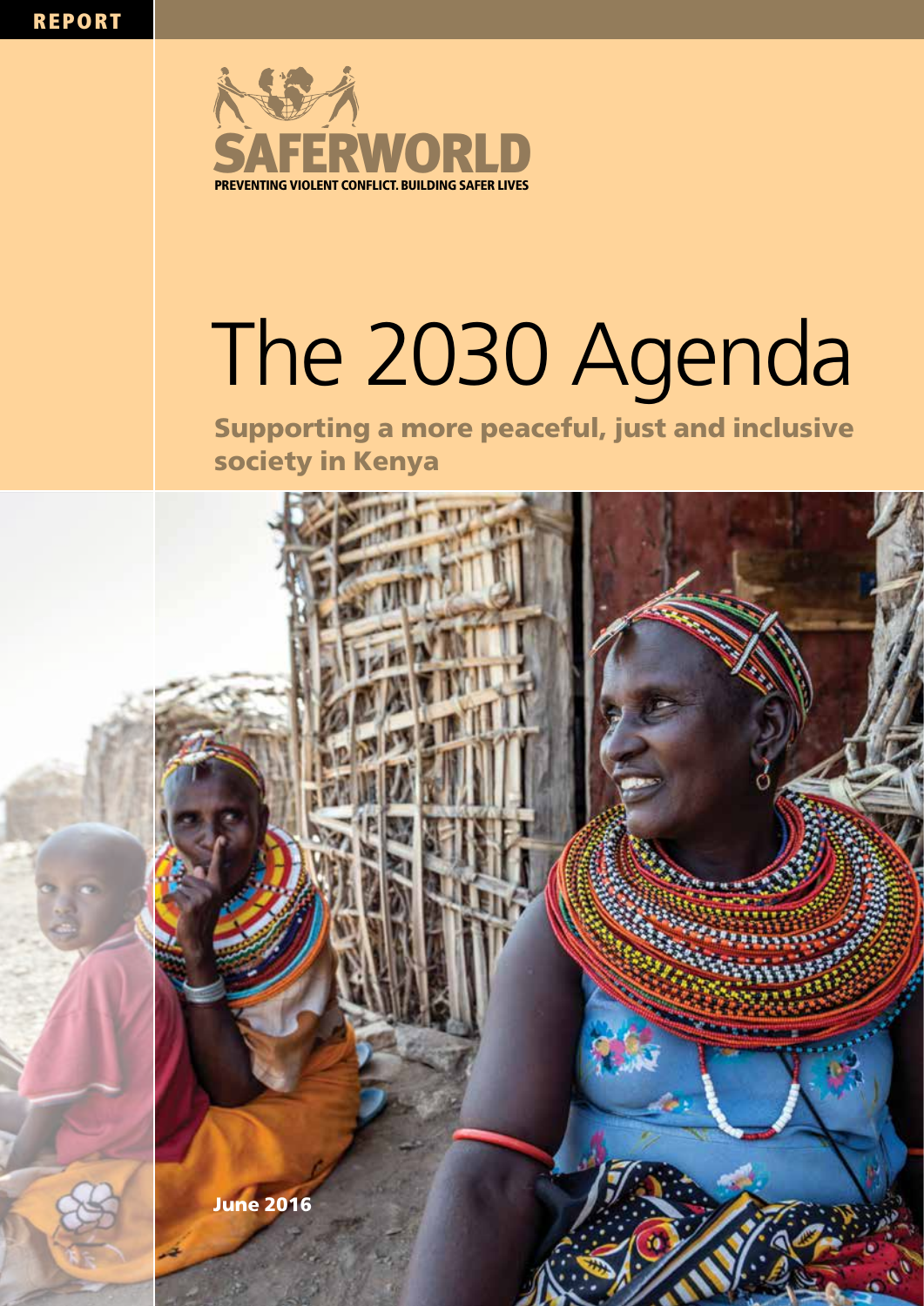REPORT

SAFERWORLD

PREVENTING VIOLENT CONFLICT. BUILDING SAFER LIVES

# The 2030 Agenda

## Supporting a more peaceful, just and inclusive society in Kenya

June 2016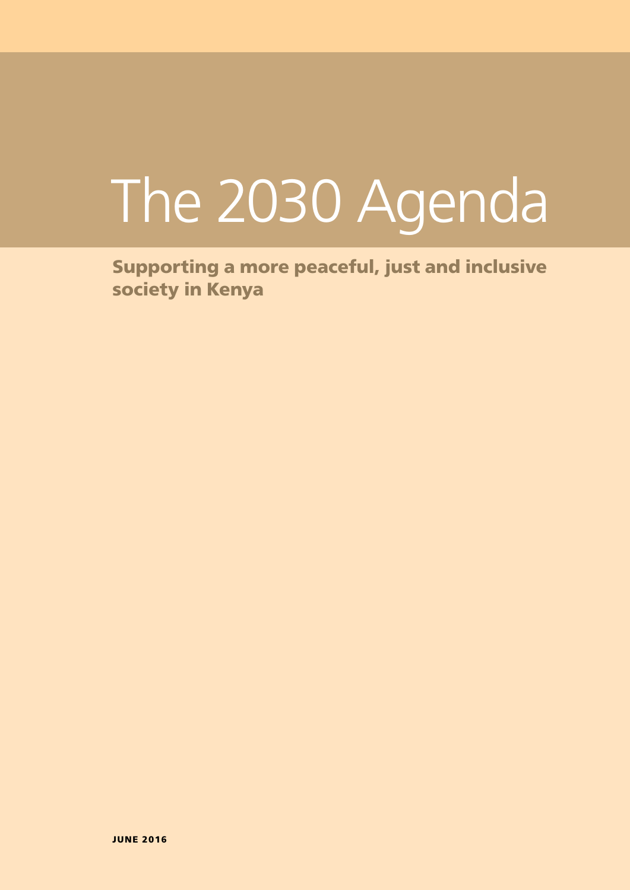# The 2030 Agenda

## Supporting a more peaceful, just and inclusive society in Kenya

JUNE 2016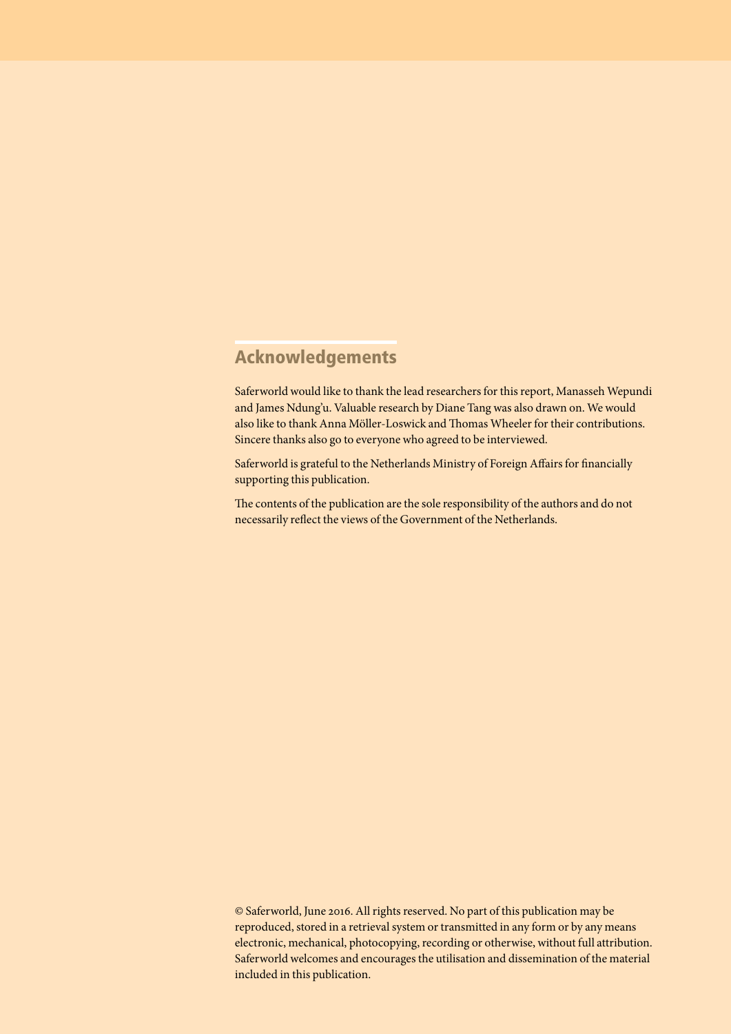## Acknowledgements

Saferworld would like to thank the lead researchers for this report, Manasseh Wepundi and James Ndung'u. Valuable research by Diane Tang was also drawn on. We would also like to thank Anna Möller-Loswick and Thomas Wheeler for their contributions. Sincere thanks also go to everyone who agreed to be interviewed.

Saferworld is grateful to the Netherlands Ministry of Foreign Affairs for financially supporting this publication.

The contents of the publication are the sole responsibility of the authors and do not necessarily reflect the views of the Government of the Netherlands.

© Saferworld, June 2016. All rights reserved. No part of this publication may be reproduced, stored in a retrieval system or transmitted in any form or by any means electronic, mechanical, photocopying, recording or otherwise, without full attribution. Saferworld welcomes and encourages the utilisation and dissemination of the material included in this publication.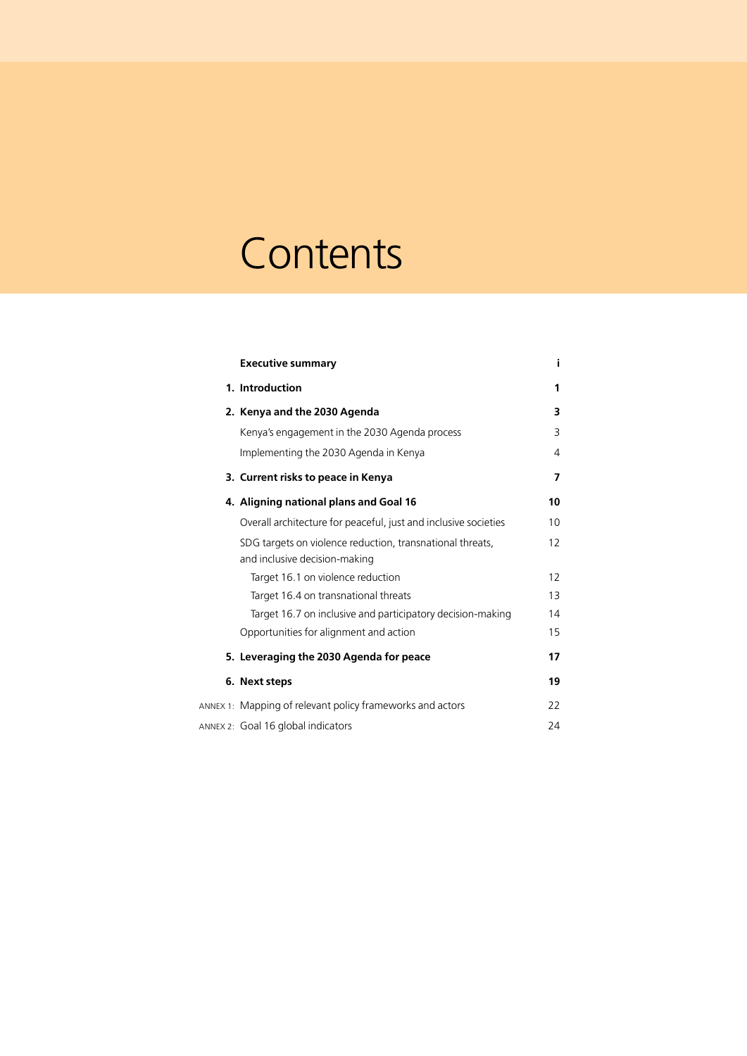# Contents

| | | |
|---|---|---|
| | **Executive summary** | **i** |
| **1.** | **Introduction** | **1** |
| **2.** | **Kenya and the 2030 Agenda** | **3** |
| | Kenya's engagement in the 2030 Agenda process | 3 |
| | Implementing the 2030 Agenda in Kenya | 4 |
| **3.** | **Current risks to peace in Kenya** | **7** |
| **4.** | **Aligning national plans and Goal 16** | **10** |
| | Overall architecture for peaceful, just and inclusive societies | 10 |
| | SDG targets on violence reduction, transnational threats, and inclusive decision-making | 12 |
| | Target 16.1 on violence reduction | 12 |
| | Target 16.4 on transnational threats | 13 |
| | Target 16.7 on inclusive and participatory decision-making | 14 |
| | Opportunities for alignment and action | 15 |
| **5.** | **Leveraging the 2030 Agenda for peace** | **17** |
| **6.** | **Next steps** | **19** |
| ANNEX 1: | Mapping of relevant policy frameworks and actors | 22 |
| ANNEX 2: | Goal 16 global indicators | 24 |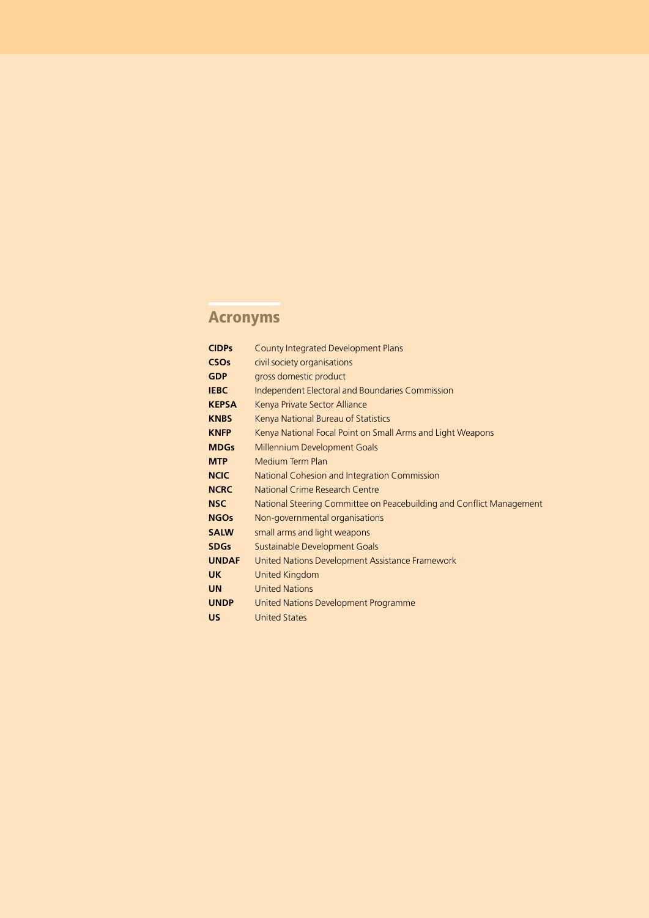## Acronyms

| | |
|---|---|
| **CIDPs** | County Integrated Development Plans |
| **CSOs** | civil society organisations |
| **GDP** | gross domestic product |
| **IEBC** | Independent Electoral and Boundaries Commission |
| **KEPSA** | Kenya Private Sector Alliance |
| **KNBS** | Kenya National Bureau of Statistics |
| **KNFP** | Kenya National Focal Point on Small Arms and Light Weapons |
| **MDGs** | Millennium Development Goals |
| **MTP** | Medium Term Plan |
| **NCIC** | National Cohesion and Integration Commission |
| **NCRC** | National Crime Research Centre |
| **NSC** | National Steering Committee on Peacebuilding and Conflict Management |
| **NGOs** | Non-governmental organisations |
| **SALW** | small arms and light weapons |
| **SDGs** | Sustainable Development Goals |
| **UNDAF** | United Nations Development Assistance Framework |
| **UK** | United Kingdom |
| **UN** | United Nations |
| **UNDP** | United Nations Development Programme |
| **US** | United States |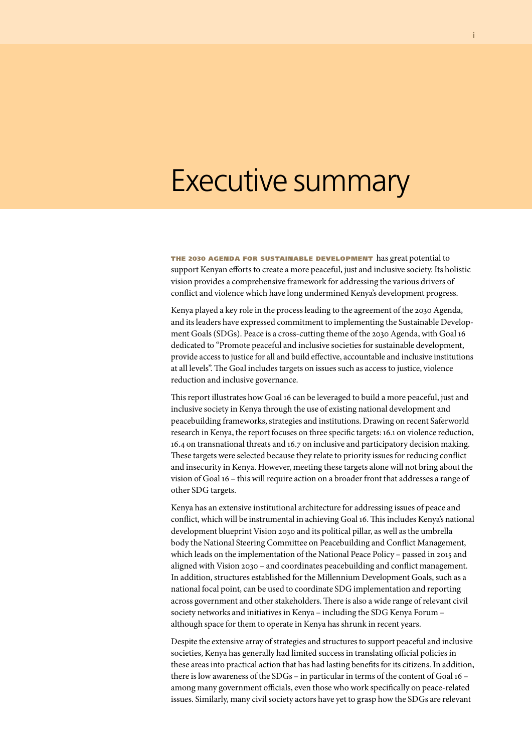# Executive summary

**THE 2030 AGENDA FOR SUSTAINABLE DEVELOPMENT** has great potential to support Kenyan efforts to create a more peaceful, just and inclusive society. Its holistic vision provides a comprehensive framework for addressing the various drivers of conflict and violence which have long undermined Kenya's development progress.

Kenya played a key role in the process leading to the agreement of the 2030 Agenda, and its leaders have expressed commitment to implementing the Sustainable Development Goals (SDGs). Peace is a cross-cutting theme of the 2030 Agenda, with Goal 16 dedicated to "Promote peaceful and inclusive societies for sustainable development, provide access to justice for all and build effective, accountable and inclusive institutions at all levels". The Goal includes targets on issues such as access to justice, violence reduction and inclusive governance.

This report illustrates how Goal 16 can be leveraged to build a more peaceful, just and inclusive society in Kenya through the use of existing national development and peacebuilding frameworks, strategies and institutions. Drawing on recent Saferworld research in Kenya, the report focuses on three specific targets: 16.1 on violence reduction, 16.4 on transnational threats and 16.7 on inclusive and participatory decision making. These targets were selected because they relate to priority issues for reducing conflict and insecurity in Kenya. However, meeting these targets alone will not bring about the vision of Goal 16 – this will require action on a broader front that addresses a range of other SDG targets.

Kenya has an extensive institutional architecture for addressing issues of peace and conflict, which will be instrumental in achieving Goal 16. This includes Kenya's national development blueprint Vision 2030 and its political pillar, as well as the umbrella body the National Steering Committee on Peacebuilding and Conflict Management, which leads on the implementation of the National Peace Policy – passed in 2015 and aligned with Vision 2030 – and coordinates peacebuilding and conflict management. In addition, structures established for the Millennium Development Goals, such as a national focal point, can be used to coordinate SDG implementation and reporting across government and other stakeholders. There is also a wide range of relevant civil society networks and initiatives in Kenya – including the SDG Kenya Forum – although space for them to operate in Kenya has shrunk in recent years.

Despite the extensive array of strategies and structures to support peaceful and inclusive societies, Kenya has generally had limited success in translating official policies in these areas into practical action that has had lasting benefits for its citizens. In addition, there is low awareness of the SDGs – in particular in terms of the content of Goal 16 – among many government officials, even those who work specifically on peace-related issues. Similarly, many civil society actors have yet to grasp how the SDGs are relevant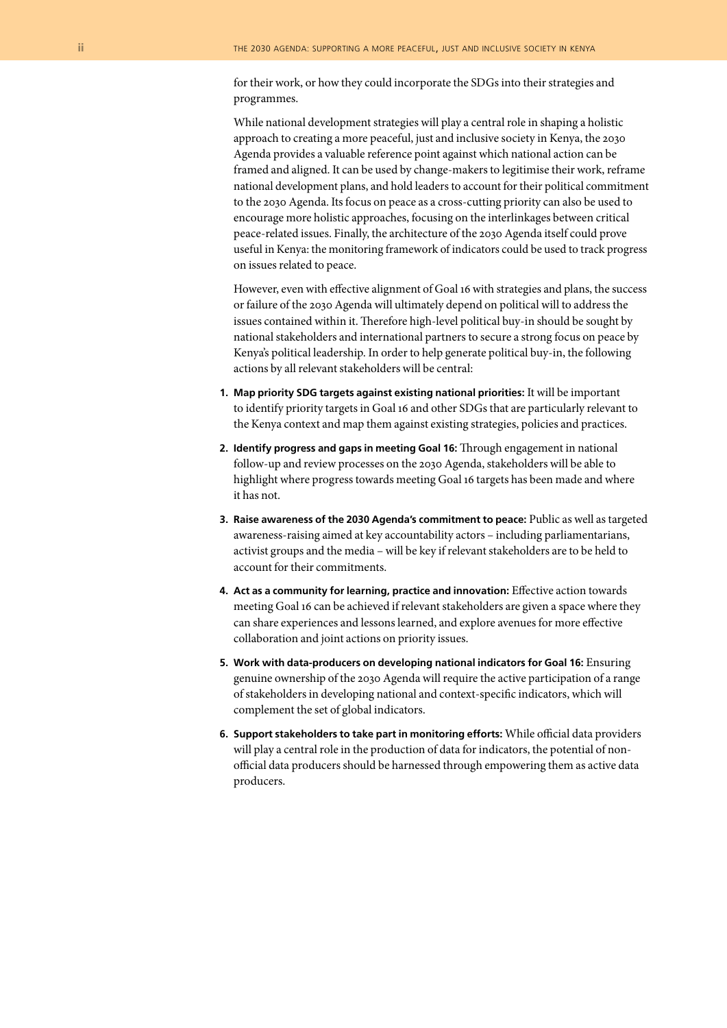for their work, or how they could incorporate the SDGs into their strategies and programmes.

While national development strategies will play a central role in shaping a holistic approach to creating a more peaceful, just and inclusive society in Kenya, the 2030 Agenda provides a valuable reference point against which national action can be framed and aligned. It can be used by change-makers to legitimise their work, reframe national development plans, and hold leaders to account for their political commitment to the 2030 Agenda. Its focus on peace as a cross-cutting priority can also be used to encourage more holistic approaches, focusing on the interlinkages between critical peace-related issues. Finally, the architecture of the 2030 Agenda itself could prove useful in Kenya: the monitoring framework of indicators could be used to track progress on issues related to peace.

However, even with effective alignment of Goal 16 with strategies and plans, the success or failure of the 2030 Agenda will ultimately depend on political will to address the issues contained within it. Therefore high-level political buy-in should be sought by national stakeholders and international partners to secure a strong focus on peace by Kenya's political leadership. In order to help generate political buy-in, the following actions by all relevant stakeholders will be central:

1. **Map priority SDG targets against existing national priorities:** It will be important to identify priority targets in Goal 16 and other SDGs that are particularly relevant to the Kenya context and map them against existing strategies, policies and practices.
2. **Identify progress and gaps in meeting Goal 16:** Through engagement in national follow-up and review processes on the 2030 Agenda, stakeholders will be able to highlight where progress towards meeting Goal 16 targets has been made and where it has not.
3. **Raise awareness of the 2030 Agenda's commitment to peace:** Public as well as targeted awareness-raising aimed at key accountability actors – including parliamentarians, activist groups and the media – will be key if relevant stakeholders are to be held to account for their commitments.
4. **Act as a community for learning, practice and innovation:** Effective action towards meeting Goal 16 can be achieved if relevant stakeholders are given a space where they can share experiences and lessons learned, and explore avenues for more effective collaboration and joint actions on priority issues.
5. **Work with data-producers on developing national indicators for Goal 16:** Ensuring genuine ownership of the 2030 Agenda will require the active participation of a range of stakeholders in developing national and context-specific indicators, which will complement the set of global indicators.
6. **Support stakeholders to take part in monitoring efforts:** While official data providers will play a central role in the production of data for indicators, the potential of non-official data producers should be harnessed through empowering them as active data producers.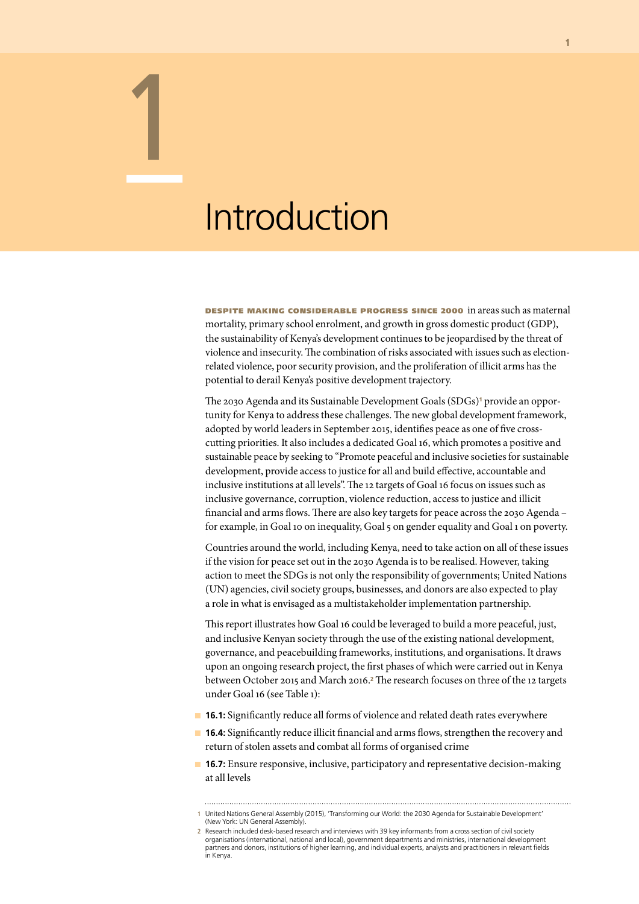# 1 Introduction

**DESPITE MAKING CONSIDERABLE PROGRESS SINCE 2000** in areas such as maternal mortality, primary school enrolment, and growth in gross domestic product (GDP), the sustainability of Kenya's development continues to be jeopardised by the threat of violence and insecurity. The combination of risks associated with issues such as election-related violence, poor security provision, and the proliferation of illicit arms has the potential to derail Kenya's positive development trajectory.

The 2030 Agenda and its Sustainable Development Goals (SDGs)[1] provide an opportunity for Kenya to address these challenges. The new global development framework, adopted by world leaders in September 2015, identifies peace as one of five cross-cutting priorities. It also includes a dedicated Goal 16, which promotes a positive and sustainable peace by seeking to "Promote peaceful and inclusive societies for sustainable development, provide access to justice for all and build effective, accountable and inclusive institutions at all levels". The 12 targets of Goal 16 focus on issues such as inclusive governance, corruption, violence reduction, access to justice and illicit financial and arms flows. There are also key targets for peace across the 2030 Agenda – for example, in Goal 10 on inequality, Goal 5 on gender equality and Goal 1 on poverty.

Countries around the world, including Kenya, need to take action on all of these issues if the vision for peace set out in the 2030 Agenda is to be realised. However, taking action to meet the SDGs is not only the responsibility of governments; United Nations (UN) agencies, civil society groups, businesses, and donors are also expected to play a role in what is envisaged as a multistakeholder implementation partnership.

This report illustrates how Goal 16 could be leveraged to build a more peaceful, just, and inclusive Kenyan society through the use of the existing national development, governance, and peacebuilding frameworks, institutions, and organisations. It draws upon an ongoing research project, the first phases of which were carried out in Kenya between October 2015 and March 2016.[2] The research focuses on three of the 12 targets under Goal 16 (see Table 1):

- **16.1:** Significantly reduce all forms of violence and related death rates everywhere
- **16.4:** Significantly reduce illicit financial and arms flows, strengthen the recovery and return of stolen assets and combat all forms of organised crime
- **16.7:** Ensure responsive, inclusive, participatory and representative decision-making at all levels

---

1 United Nations General Assembly (2015), 'Transforming our World: the 2030 Agenda for Sustainable Development' (New York: UN General Assembly).

2 Research included desk-based research and interviews with 39 key informants from a cross section of civil society organisations (international, national and local), government departments and ministries, international development partners and donors, institutions of higher learning, and individual experts, analysts and practitioners in relevant fields in Kenya.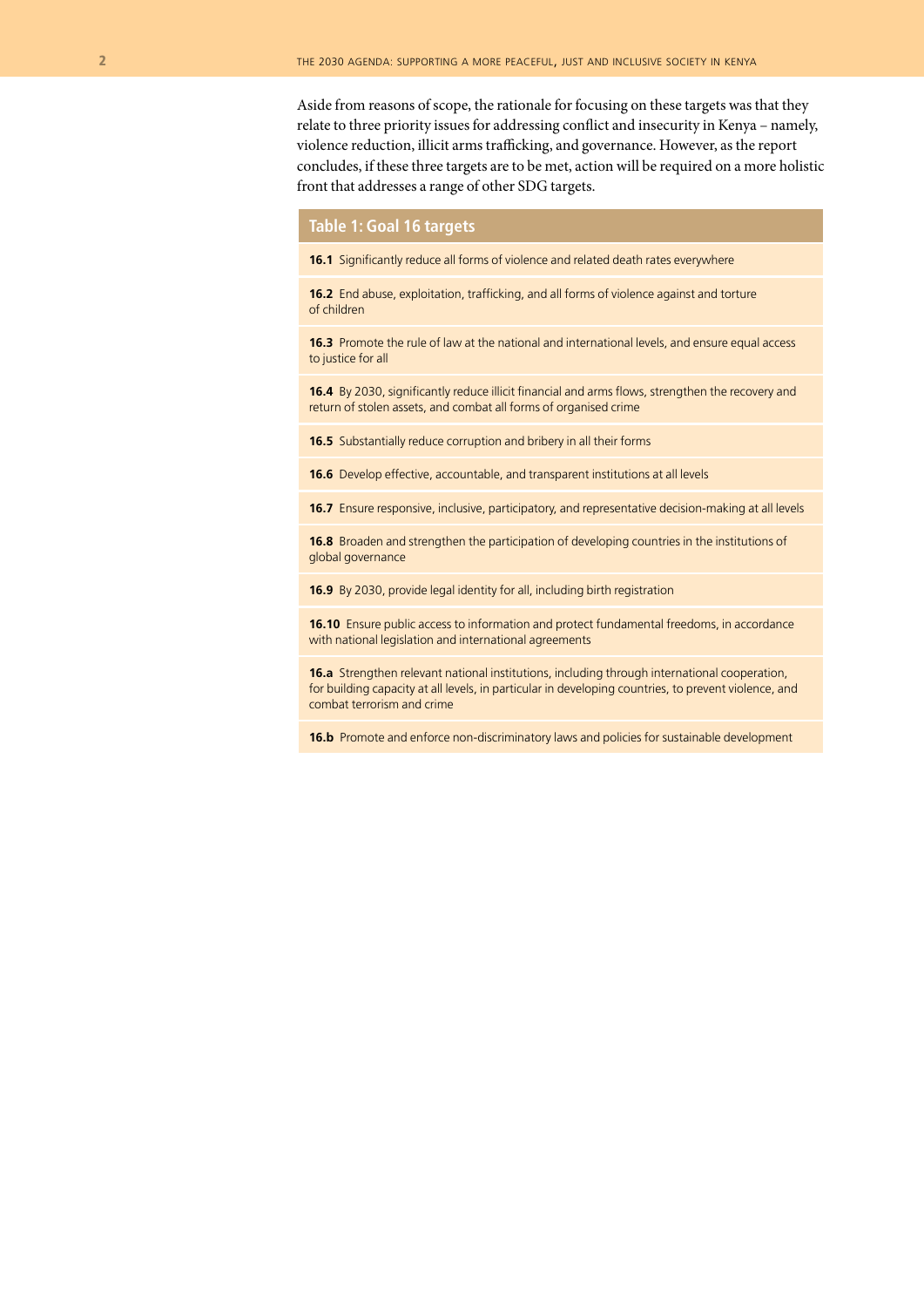Aside from reasons of scope, the rationale for focusing on these targets was that they relate to three priority issues for addressing conflict and insecurity in Kenya – namely, violence reduction, illicit arms trafficking, and governance. However, as the report concludes, if these three targets are to be met, action will be required on a more holistic front that addresses a range of other SDG targets.

| Table 1: Goal 16 targets |
|---|
| **16.1** Significantly reduce all forms of violence and related death rates everywhere |
| **16.2** End abuse, exploitation, trafficking, and all forms of violence against and torture of children |
| **16.3** Promote the rule of law at the national and international levels, and ensure equal access to justice for all |
| **16.4** By 2030, significantly reduce illicit financial and arms flows, strengthen the recovery and return of stolen assets, and combat all forms of organised crime |
| **16.5** Substantially reduce corruption and bribery in all their forms |
| **16.6** Develop effective, accountable, and transparent institutions at all levels |
| **16.7** Ensure responsive, inclusive, participatory, and representative decision-making at all levels |
| **16.8** Broaden and strengthen the participation of developing countries in the institutions of global governance |
| **16.9** By 2030, provide legal identity for all, including birth registration |
| **16.10** Ensure public access to information and protect fundamental freedoms, in accordance with national legislation and international agreements |
| **16.a** Strengthen relevant national institutions, including through international cooperation, for building capacity at all levels, in particular in developing countries, to prevent violence, and combat terrorism and crime |
| **16.b** Promote and enforce non-discriminatory laws and policies for sustainable development |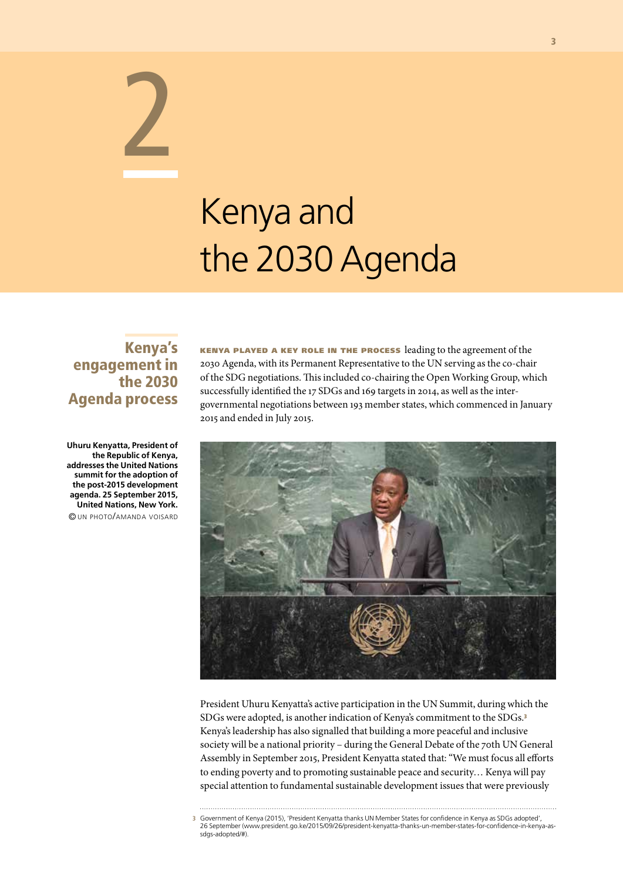# 2

# Kenya and the 2030 Agenda

## Kenya's engagement in the 2030 Agenda process

**Kenya played a key role in the process** leading to the agreement of the 2030 Agenda, with its Permanent Representative to the UN serving as the co-chair of the SDG negotiations. This included co-chairing the Open Working Group, which successfully identified the 17 SDGs and 169 targets in 2014, as well as the inter-governmental negotiations between 193 member states, which commenced in January 2015 and ended in July 2015.

**Uhuru Kenyatta, President of the Republic of Kenya, addresses the United Nations summit for the adoption of the post-2015 development agenda. 25 September 2015, United Nations, New York.**
© UN Photo/Amanda Voisard

President Uhuru Kenyatta's active participation in the UN Summit, during which the SDGs were adopted, is another indication of Kenya's commitment to the SDGs.[3] Kenya's leadership has also signalled that building a more peaceful and inclusive society will be a national priority – during the General Debate of the 70th UN General Assembly in September 2015, President Kenyatta stated that: "We must focus all efforts to ending poverty and to promoting sustainable peace and security… Kenya will pay special attention to fundamental sustainable development issues that were previously

---

3 Government of Kenya (2015), 'President Kenyatta thanks UN Member States for confidence in Kenya as SDGs adopted', 26 September (www.president.go.ke/2015/09/26/president-kenyatta-thanks-un-member-states-for-confidence-in-kenya-as-sdgs-adopted/#).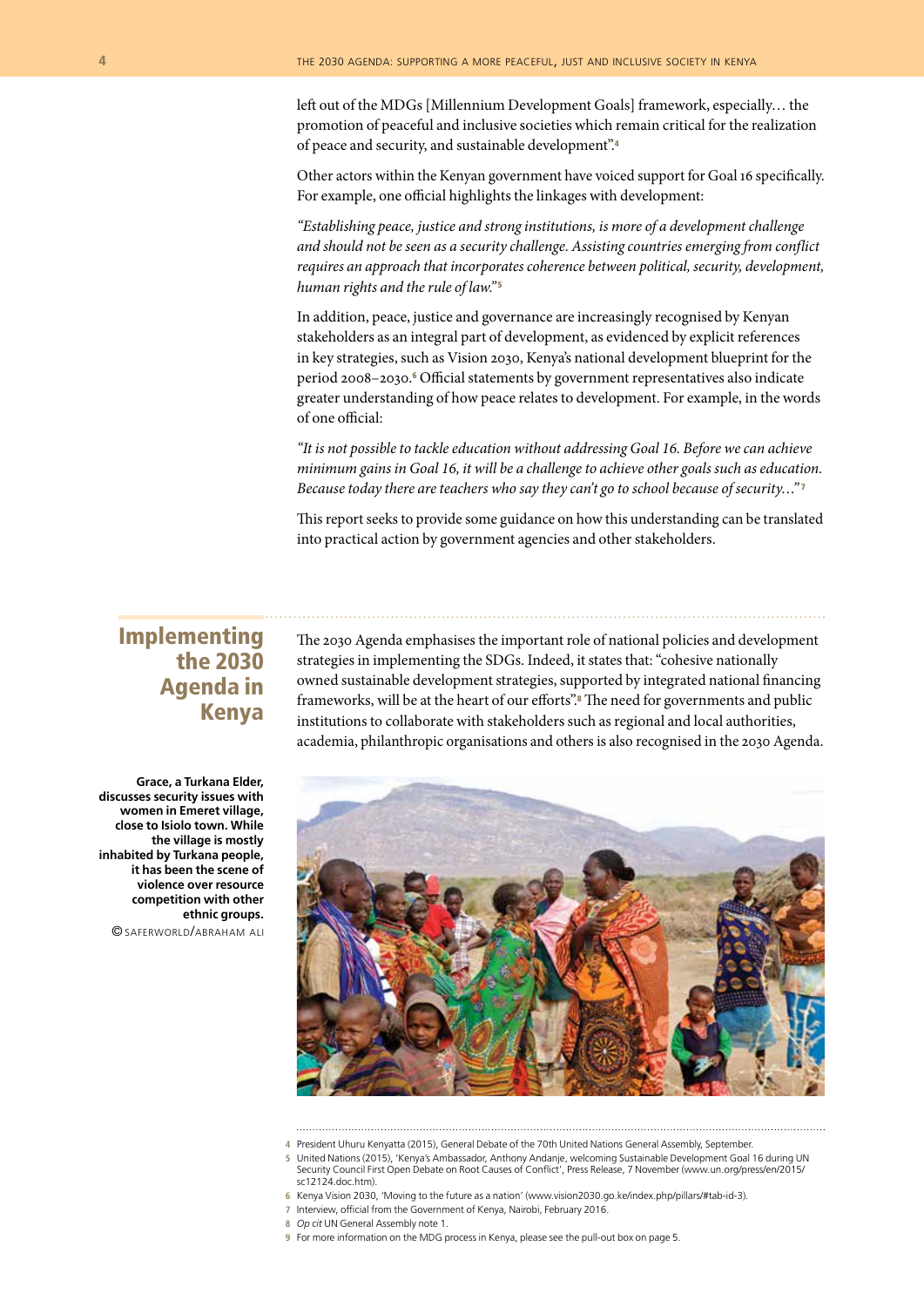left out of the MDGs [Millennium Development Goals] framework, especially… the promotion of peaceful and inclusive societies which remain critical for the realization of peace and security, and sustainable development".[4]

Other actors within the Kenyan government have voiced support for Goal 16 specifically. For example, one official highlights the linkages with development:

*"Establishing peace, justice and strong institutions, is more of a development challenge and should not be seen as a security challenge. Assisting countries emerging from conflict requires an approach that incorporates coherence between political, security, development, human rights and the rule of law."*[5]

In addition, peace, justice and governance are increasingly recognised by Kenyan stakeholders as an integral part of development, as evidenced by explicit references in key strategies, such as Vision 2030, Kenya's national development blueprint for the period 2008–2030.[6] Official statements by government representatives also indicate greater understanding of how peace relates to development. For example, in the words of one official:

*"It is not possible to tackle education without addressing Goal 16. Before we can achieve minimum gains in Goal 16, it will be a challenge to achieve other goals such as education. Because today there are teachers who say they can't go to school because of security…"*[7]

This report seeks to provide some guidance on how this understanding can be translated into practical action by government agencies and other stakeholders.

## Implementing the 2030 Agenda in Kenya

The 2030 Agenda emphasises the important role of national policies and development strategies in implementing the SDGs. Indeed, it states that: "cohesive nationally owned sustainable development strategies, supported by integrated national financing frameworks, will be at the heart of our efforts".[8] The need for governments and public institutions to collaborate with stakeholders such as regional and local authorities, academia, philanthropic organisations and others is also recognised in the 2030 Agenda.

**Grace, a Turkana Elder, discusses security issues with women in Emeret village, close to Isiolo town. While the village is mostly inhabited by Turkana people, it has been the scene of violence over resource competition with other ethnic groups.**
© SAFERWORLD/ABRAHAM ALI

---

4 President Uhuru Kenyatta (2015), General Debate of the 70th United Nations General Assembly, September.
5 United Nations (2015), 'Kenya's Ambassador, Anthony Andanje, welcoming Sustainable Development Goal 16 during UN Security Council First Open Debate on Root Causes of Conflict', Press Release, 7 November (www.un.org/press/en/2015/sc12124.doc.htm).
6 Kenya Vision 2030, 'Moving to the future as a nation' (www.vision2030.go.ke/index.php/pillars/#tab-id-3).
7 Interview, official from the Government of Kenya, Nairobi, February 2016.
8 *Op cit* UN General Assembly note 1.
9 For more information on the MDG process in Kenya, please see the pull-out box on page 5.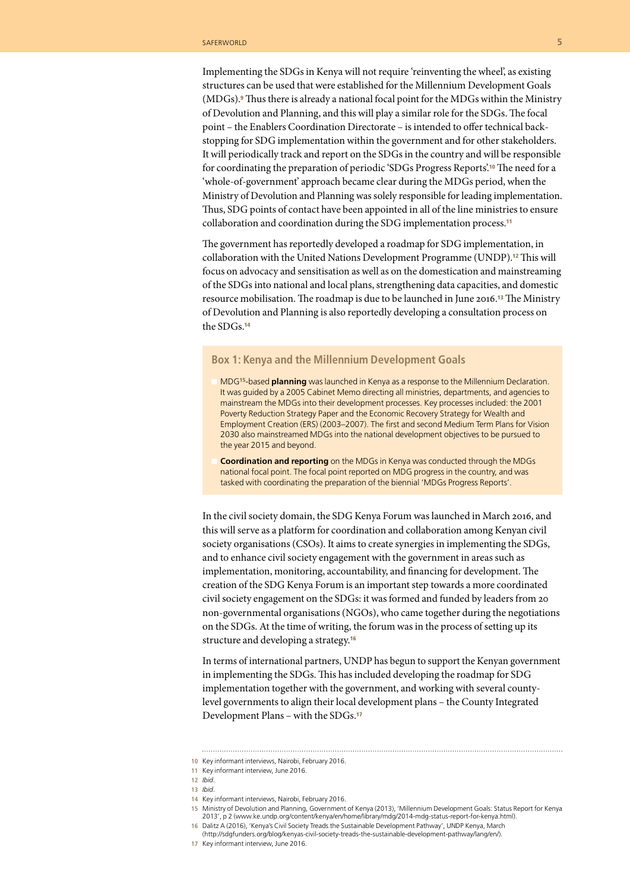Implementing the SDGs in Kenya will not require 'reinventing the wheel', as existing structures can be used that were established for the Millennium Development Goals (MDGs).[9] Thus there is already a national focal point for the MDGs within the Ministry of Devolution and Planning, and this will play a similar role for the SDGs. The focal point – the Enablers Coordination Directorate – is intended to offer technical back-stopping for SDG implementation within the government and for other stakeholders. It will periodically track and report on the SDGs in the country and will be responsible for coordinating the preparation of periodic 'SDGs Progress Reports'.[10] The need for a 'whole-of-government' approach became clear during the MDGs period, when the Ministry of Devolution and Planning was solely responsible for leading implementation. Thus, SDG points of contact have been appointed in all of the line ministries to ensure collaboration and coordination during the SDG implementation process.[11]

The government has reportedly developed a roadmap for SDG implementation, in collaboration with the United Nations Development Programme (UNDP).[12] This will focus on advocacy and sensitisation as well as on the domestication and mainstreaming of the SDGs into national and local plans, strengthening data capacities, and domestic resource mobilisation. The roadmap is due to be launched in June 2016.[13] The Ministry of Devolution and Planning is also reportedly developing a consultation process on the SDGs.[14]

### Box 1: Kenya and the Millennium Development Goals

- MDG[15]-based **planning** was launched in Kenya as a response to the Millennium Declaration. It was guided by a 2005 Cabinet Memo directing all ministries, departments, and agencies to mainstream the MDGs into their development processes. Key processes included: the 2001 Poverty Reduction Strategy Paper and the Economic Recovery Strategy for Wealth and Employment Creation (ERS) (2003–2007). The first and second Medium Term Plans for Vision 2030 also mainstreamed MDGs into the national development objectives to be pursued to the year 2015 and beyond.
- **Coordination and reporting** on the MDGs in Kenya was conducted through the MDGs national focal point. The focal point reported on MDG progress in the country, and was tasked with coordinating the preparation of the biennial 'MDGs Progress Reports'.

In the civil society domain, the SDG Kenya Forum was launched in March 2016, and this will serve as a platform for coordination and collaboration among Kenyan civil society organisations (CSOs). It aims to create synergies in implementing the SDGs, and to enhance civil society engagement with the government in areas such as implementation, monitoring, accountability, and financing for development. The creation of the SDG Kenya Forum is an important step towards a more coordinated civil society engagement on the SDGs: it was formed and funded by leaders from 20 non-governmental organisations (NGOs), who came together during the negotiations on the SDGs. At the time of writing, the forum was in the process of setting up its structure and developing a strategy.[16]

In terms of international partners, UNDP has begun to support the Kenyan government in implementing the SDGs. This has included developing the roadmap for SDG implementation together with the government, and working with several county-level governments to align their local development plans – the County Integrated Development Plans – with the SDGs.[17]

---

10 Key informant interviews, Nairobi, February 2016.

11 Key informant interview, June 2016.

12 *Ibid*.

13 *Ibid*.

14 Key informant interviews, Nairobi, February 2016.

15 Ministry of Devolution and Planning, Government of Kenya (2013), 'Millennium Development Goals: Status Report for Kenya 2013', p 2 (www.ke.undp.org/content/kenya/en/home/library/mdg/2014-mdg-status-report-for-kenya.html).

16 Dalitz A (2016), 'Kenya's Civil Society Treads the Sustainable Development Pathway', UNDP Kenya, March (http://sdgfunders.org/blog/kenyas-civil-society-treads-the-sustainable-development-pathway/lang/en/).

17 Key informant interview, June 2016.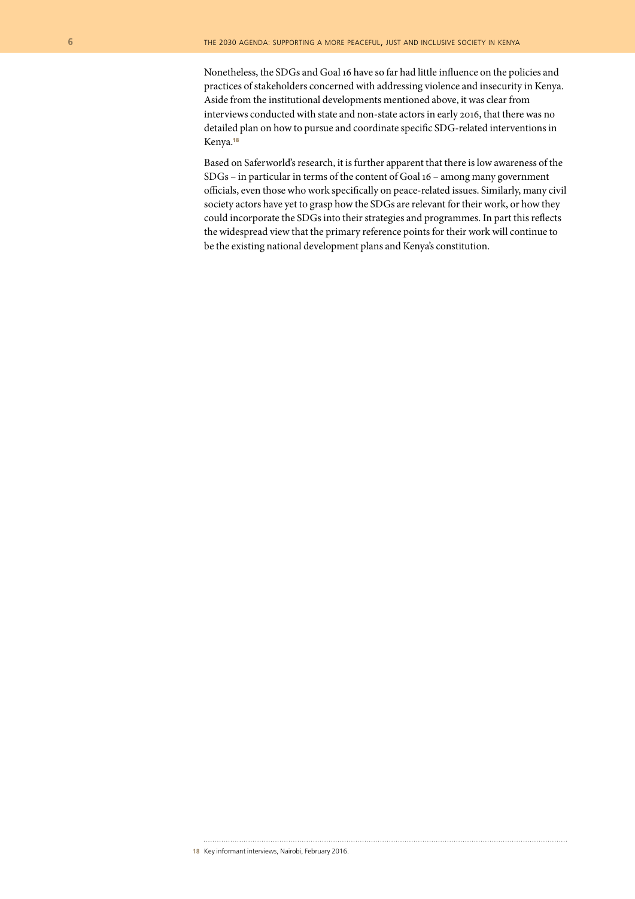Nonetheless, the SDGs and Goal 16 have so far had little influence on the policies and practices of stakeholders concerned with addressing violence and insecurity in Kenya. Aside from the institutional developments mentioned above, it was clear from interviews conducted with state and non-state actors in early 2016, that there was no detailed plan on how to pursue and coordinate specific SDG-related interventions in Kenya.[18]

Based on Saferworld's research, it is further apparent that there is low awareness of the SDGs – in particular in terms of the content of Goal 16 – among many government officials, even those who work specifically on peace-related issues. Similarly, many civil society actors have yet to grasp how the SDGs are relevant for their work, or how they could incorporate the SDGs into their strategies and programmes. In part this reflects the widespread view that the primary reference points for their work will continue to be the existing national development plans and Kenya's constitution.

---

18 Key informant interviews, Nairobi, February 2016.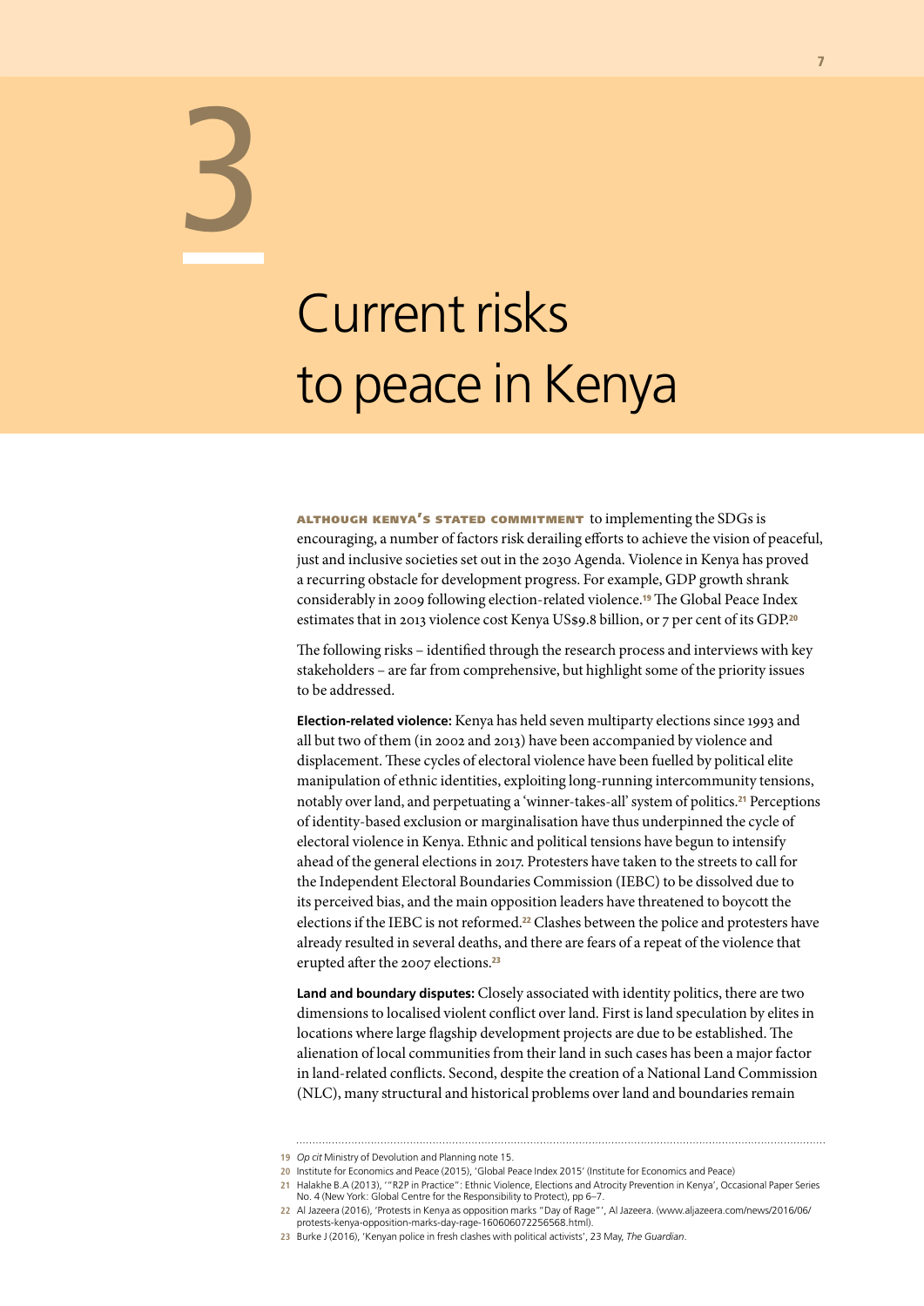# 3

# Current risks to peace in Kenya

**Although Kenya's stated commitment** to implementing the SDGs is encouraging, a number of factors risk derailing efforts to achieve the vision of peaceful, just and inclusive societies set out in the 2030 Agenda. Violence in Kenya has proved a recurring obstacle for development progress. For example, GDP growth shrank considerably in 2009 following election-related violence.[19] The Global Peace Index estimates that in 2013 violence cost Kenya US$9.8 billion, or 7 per cent of its GDP.[20]

The following risks – identified through the research process and interviews with key stakeholders – are far from comprehensive, but highlight some of the priority issues to be addressed.

**Election-related violence:** Kenya has held seven multiparty elections since 1993 and all but two of them (in 2002 and 2013) have been accompanied by violence and displacement. These cycles of electoral violence have been fuelled by political elite manipulation of ethnic identities, exploiting long-running intercommunity tensions, notably over land, and perpetuating a 'winner-takes-all' system of politics.[21] Perceptions of identity-based exclusion or marginalisation have thus underpinned the cycle of electoral violence in Kenya. Ethnic and political tensions have begun to intensify ahead of the general elections in 2017. Protesters have taken to the streets to call for the Independent Electoral Boundaries Commission (IEBC) to be dissolved due to its perceived bias, and the main opposition leaders have threatened to boycott the elections if the IEBC is not reformed.[22] Clashes between the police and protesters have already resulted in several deaths, and there are fears of a repeat of the violence that erupted after the 2007 elections.[23]

**Land and boundary disputes:** Closely associated with identity politics, there are two dimensions to localised violent conflict over land. First is land speculation by elites in locations where large flagship development projects are due to be established. The alienation of local communities from their land in such cases has been a major factor in land-related conflicts. Second, despite the creation of a National Land Commission (NLC), many structural and historical problems over land and boundaries remain

---

19 *Op cit* Ministry of Devolution and Planning note 15.

20 Institute for Economics and Peace (2015), 'Global Peace Index 2015' (Institute for Economics and Peace)

21 Halakhe B.A (2013), '"R2P in Practice": Ethnic Violence, Elections and Atrocity Prevention in Kenya', Occasional Paper Series No. 4 (New York: Global Centre for the Responsibility to Protect), pp 6–7.

22 Al Jazeera (2016), 'Protests in Kenya as opposition marks "Day of Rage"', Al Jazeera. (www.aljazeera.com/news/2016/06/protests-kenya-opposition-marks-day-rage-160606072256568.html).

23 Burke J (2016), 'Kenyan police in fresh clashes with political activists', 23 May, *The Guardian*.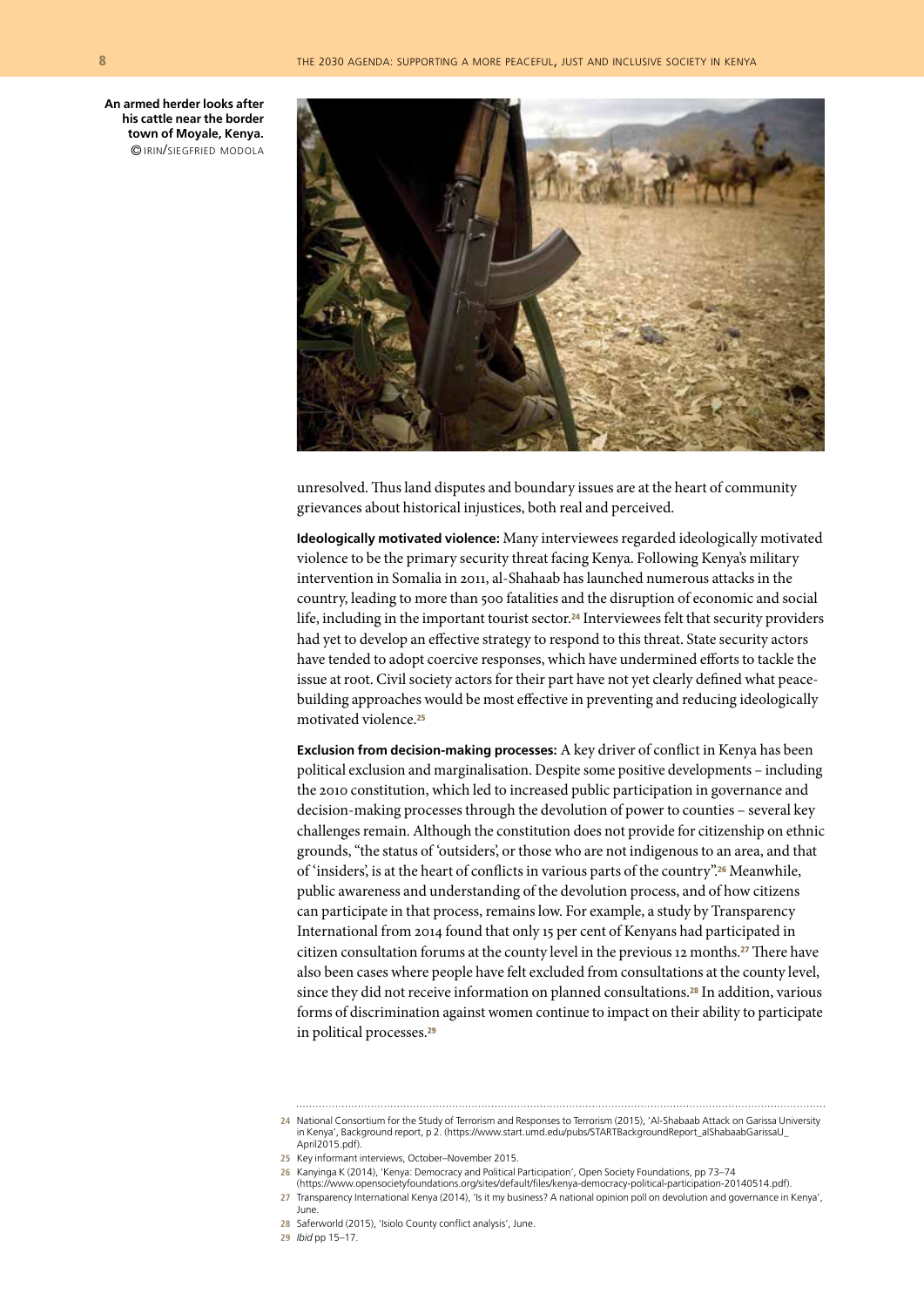An armed herder looks after his cattle near the border town of Moyale, Kenya. © IRIN/SIEGFRIED MODOLA

unresolved. Thus land disputes and boundary issues are at the heart of community grievances about historical injustices, both real and perceived.

**Ideologically motivated violence:** Many interviewees regarded ideologically motivated violence to be the primary security threat facing Kenya. Following Kenya's military intervention in Somalia in 2011, al-Shahaab has launched numerous attacks in the country, leading to more than 500 fatalities and the disruption of economic and social life, including in the important tourist sector.[24] Interviewees felt that security providers had yet to develop an effective strategy to respond to this threat. State security actors have tended to adopt coercive responses, which have undermined efforts to tackle the issue at root. Civil society actors for their part have not yet clearly defined what peace-building approaches would be most effective in preventing and reducing ideologically motivated violence.[25]

**Exclusion from decision-making processes:** A key driver of conflict in Kenya has been political exclusion and marginalisation. Despite some positive developments – including the 2010 constitution, which led to increased public participation in governance and decision-making processes through the devolution of power to counties – several key challenges remain. Although the constitution does not provide for citizenship on ethnic grounds, "the status of 'outsiders', or those who are not indigenous to an area, and that of 'insiders', is at the heart of conflicts in various parts of the country".[26] Meanwhile, public awareness and understanding of the devolution process, and of how citizens can participate in that process, remains low. For example, a study by Transparency International from 2014 found that only 15 per cent of Kenyans had participated in citizen consultation forums at the county level in the previous 12 months.[27] There have also been cases where people have felt excluded from consultations at the county level, since they did not receive information on planned consultations.[28] In addition, various forms of discrimination against women continue to impact on their ability to participate in political processes.[29]

---

24 National Consortium for the Study of Terrorism and Responses to Terrorism (2015), 'Al-Shabaab Attack on Garissa University in Kenya', Background report, p 2. (https://www.start.umd.edu/pubs/STARTBackgroundReport_alShabaabGarissaU_April2015.pdf).

25 Key informant interviews, October–November 2015.

26 Kanyinga K (2014), 'Kenya: Democracy and Political Participation', Open Society Foundations, pp 73–74 (https://www.opensocietyfoundations.org/sites/default/files/kenya-democracy-political-participation-20140514.pdf).

27 Transparency International Kenya (2014), 'Is it my business? A national opinion poll on devolution and governance in Kenya', June.

28 Saferworld (2015), 'Isiolo County conflict analysis', June.

29 *Ibid* pp 15–17.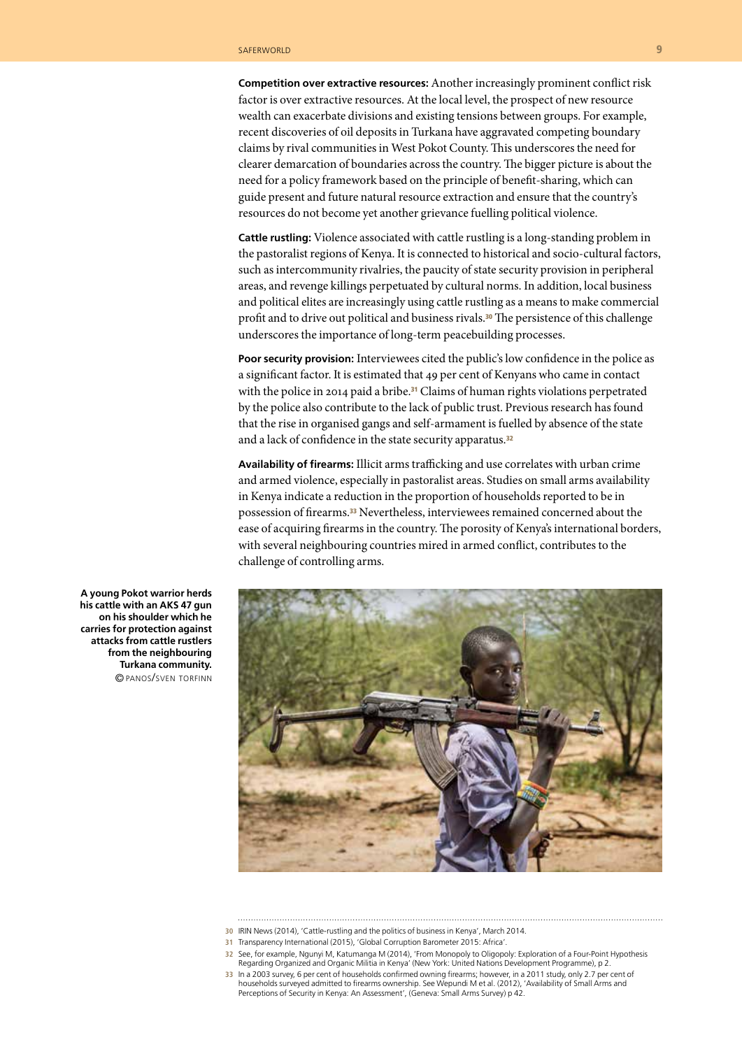**Competition over extractive resources:** Another increasingly prominent conflict risk factor is over extractive resources. At the local level, the prospect of new resource wealth can exacerbate divisions and existing tensions between groups. For example, recent discoveries of oil deposits in Turkana have aggravated competing boundary claims by rival communities in West Pokot County. This underscores the need for clearer demarcation of boundaries across the country. The bigger picture is about the need for a policy framework based on the principle of benefit-sharing, which can guide present and future natural resource extraction and ensure that the country's resources do not become yet another grievance fuelling political violence.

**Cattle rustling:** Violence associated with cattle rustling is a long-standing problem in the pastoralist regions of Kenya. It is connected to historical and socio-cultural factors, such as intercommunity rivalries, the paucity of state security provision in peripheral areas, and revenge killings perpetuated by cultural norms. In addition, local business and political elites are increasingly using cattle rustling as a means to make commercial profit and to drive out political and business rivals.[30] The persistence of this challenge underscores the importance of long-term peacebuilding processes.

**Poor security provision:** Interviewees cited the public's low confidence in the police as a significant factor. It is estimated that 49 per cent of Kenyans who came in contact with the police in 2014 paid a bribe.[31] Claims of human rights violations perpetrated by the police also contribute to the lack of public trust. Previous research has found that the rise in organised gangs and self-armament is fuelled by absence of the state and a lack of confidence in the state security apparatus.[32]

**Availability of firearms:** Illicit arms trafficking and use correlates with urban crime and armed violence, especially in pastoralist areas. Studies on small arms availability in Kenya indicate a reduction in the proportion of households reported to be in possession of firearms.[33] Nevertheless, interviewees remained concerned about the ease of acquiring firearms in the country. The porosity of Kenya's international borders, with several neighbouring countries mired in armed conflict, contributes to the challenge of controlling arms.

**A young Pokot warrior herds his cattle with an AKS 47 gun on his shoulder which he carries for protection against attacks from cattle rustlers from the neighbouring Turkana community.** © PANOS/SVEN TORFINN

---

30 IRIN News (2014), 'Cattle-rustling and the politics of business in Kenya', March 2014.

31 Transparency International (2015), 'Global Corruption Barometer 2015: Africa'.

32 See, for example, Ngunyi M, Katumanga M (2014), 'From Monopoly to Oligopoly: Exploration of a Four-Point Hypothesis Regarding Organized and Organic Militia in Kenya' (New York: United Nations Development Programme), p 2.

33 In a 2003 survey, 6 per cent of households confirmed owning firearms; however, in a 2011 study, only 2.7 per cent of households surveyed admitted to firearms ownership. See Wepundi M et al. (2012), 'Availability of Small Arms and Perceptions of Security in Kenya: An Assessment', (Geneva: Small Arms Survey) p 42.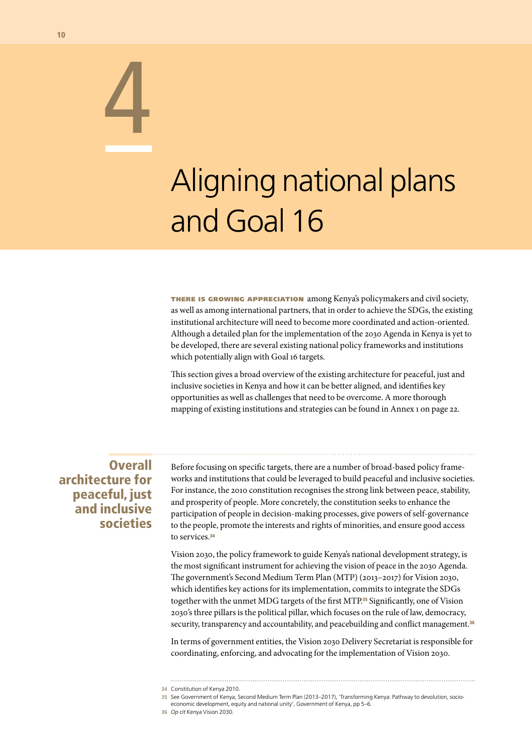# 4

# Aligning national plans and Goal 16

**There is growing appreciation** among Kenya's policymakers and civil society, as well as among international partners, that in order to achieve the SDGs, the existing institutional architecture will need to become more coordinated and action-oriented. Although a detailed plan for the implementation of the 2030 Agenda in Kenya is yet to be developed, there are several existing national policy frameworks and institutions which potentially align with Goal 16 targets.

This section gives a broad overview of the existing architecture for peaceful, just and inclusive societies in Kenya and how it can be better aligned, and identifies key opportunities as well as challenges that need to be overcome. A more thorough mapping of existing institutions and strategies can be found in Annex 1 on page 22.

## Overall architecture for peaceful, just and inclusive societies

Before focusing on specific targets, there are a number of broad-based policy frameworks and institutions that could be leveraged to build peaceful and inclusive societies. For instance, the 2010 constitution recognises the strong link between peace, stability, and prosperity of people. More concretely, the constitution seeks to enhance the participation of people in decision-making processes, give powers of self-governance to the people, promote the interests and rights of minorities, and ensure good access to services.[34]

Vision 2030, the policy framework to guide Kenya's national development strategy, is the most significant instrument for achieving the vision of peace in the 2030 Agenda. The government's Second Medium Term Plan (MTP) (2013–2017) for Vision 2030, which identifies key actions for its implementation, commits to integrate the SDGs together with the unmet MDG targets of the first MTP.[35] Significantly, one of Vision 2030's three pillars is the political pillar, which focuses on the rule of law, democracy, security, transparency and accountability, and peacebuilding and conflict management.[36]

In terms of government entities, the Vision 2030 Delivery Secretariat is responsible for coordinating, enforcing, and advocating for the implementation of Vision 2030.

---

34 Constitution of Kenya 2010.

35 See Government of Kenya, Second Medium Term Plan (2013–2017), 'Transforming Kenya: Pathway to devolution, socio-economic development, equity and national unity', Government of Kenya, pp 5–6.

36 *Op cit* Kenya Vision 2030.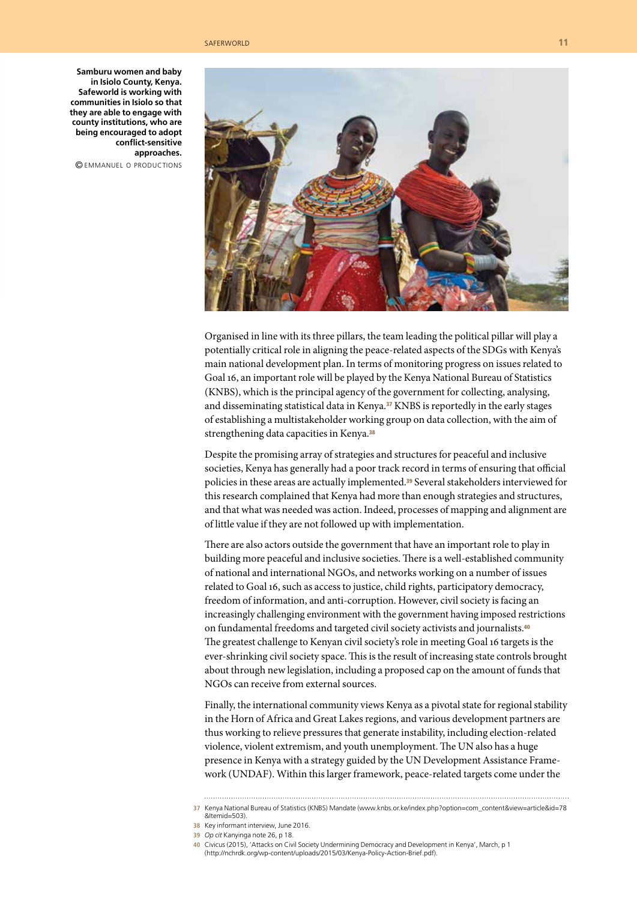**Samburu women and baby in Isiolo County, Kenya. Safeworld is working with communities in Isiolo so that they are able to engage with county institutions, who are being encouraged to adopt conflict-sensitive approaches.**

© EMMANUEL O PRODUCTIONS

Organised in line with its three pillars, the team leading the political pillar will play a potentially critical role in aligning the peace-related aspects of the SDGs with Kenya's main national development plan. In terms of monitoring progress on issues related to Goal 16, an important role will be played by the Kenya National Bureau of Statistics (KNBS), which is the principal agency of the government for collecting, analysing, and disseminating statistical data in Kenya.[37] KNBS is reportedly in the early stages of establishing a multistakeholder working group on data collection, with the aim of strengthening data capacities in Kenya.[38]

Despite the promising array of strategies and structures for peaceful and inclusive societies, Kenya has generally had a poor track record in terms of ensuring that official policies in these areas are actually implemented.[39] Several stakeholders interviewed for this research complained that Kenya had more than enough strategies and structures, and that what was needed was action. Indeed, processes of mapping and alignment are of little value if they are not followed up with implementation.

There are also actors outside the government that have an important role to play in building more peaceful and inclusive societies. There is a well-established community of national and international NGOs, and networks working on a number of issues related to Goal 16, such as access to justice, child rights, participatory democracy, freedom of information, and anti-corruption. However, civil society is facing an increasingly challenging environment with the government having imposed restrictions on fundamental freedoms and targeted civil society activists and journalists.[40] The greatest challenge to Kenyan civil society's role in meeting Goal 16 targets is the ever-shrinking civil society space. This is the result of increasing state controls brought about through new legislation, including a proposed cap on the amount of funds that NGOs can receive from external sources.

Finally, the international community views Kenya as a pivotal state for regional stability in the Horn of Africa and Great Lakes regions, and various development partners are thus working to relieve pressures that generate instability, including election-related violence, violent extremism, and youth unemployment. The UN also has a huge presence in Kenya with a strategy guided by the UN Development Assistance Framework (UNDAF). Within this larger framework, peace-related targets come under the

37 Kenya National Bureau of Statistics (KNBS) Mandate (www.knbs.or.ke/index.php?option=com_content&view=article&id=78&Itemid=503).

38 Key informant interview, June 2016.

39 *Op cit* Kanyinga note 26, p 18.

40 Civicus (2015), 'Attacks on Civil Society Undermining Democracy and Development in Kenya', March, p 1 (http://nchrdk.org/wp-content/uploads/2015/03/Kenya-Policy-Action-Brief.pdf).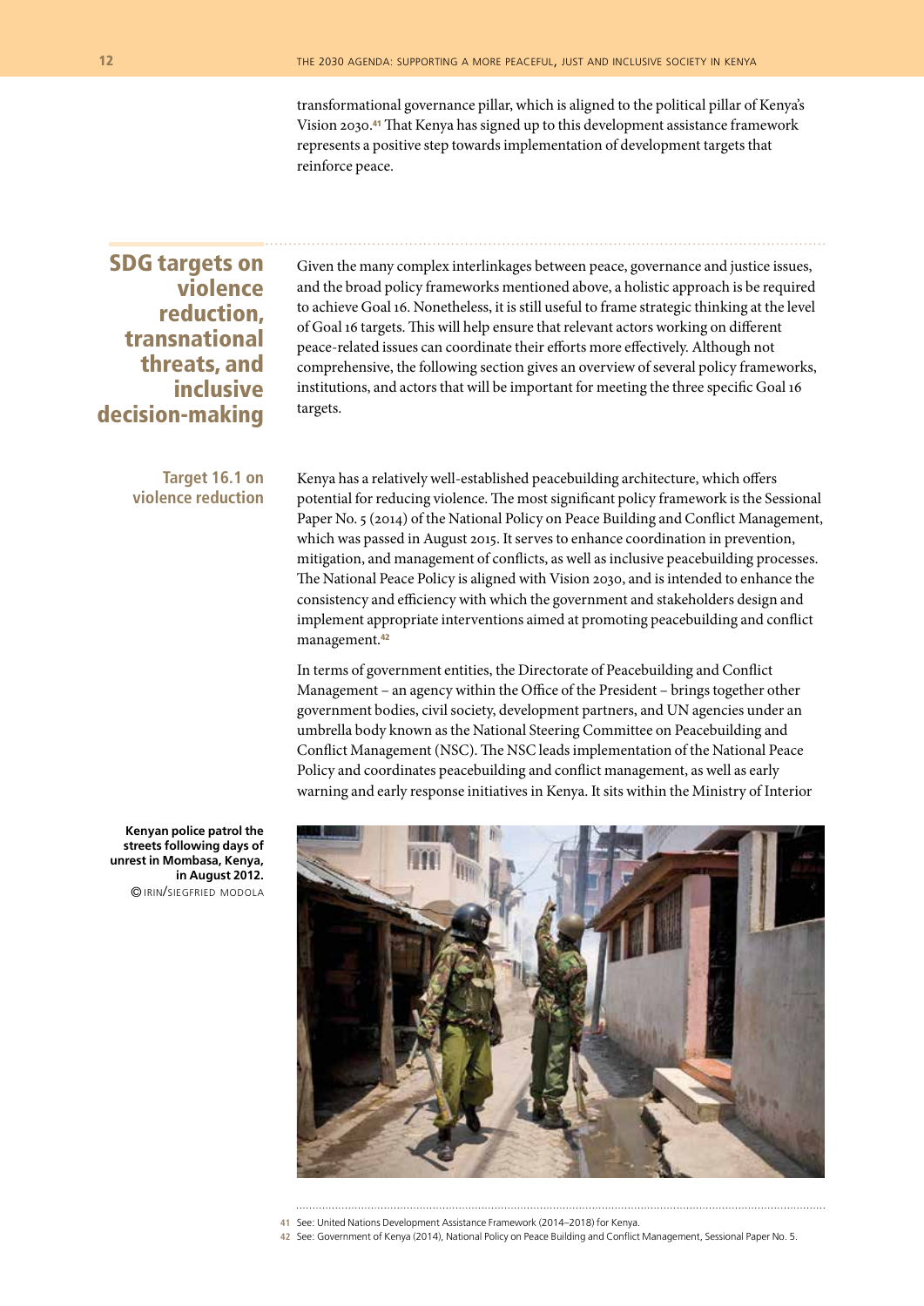transformational governance pillar, which is aligned to the political pillar of Kenya's Vision 2030.[41] That Kenya has signed up to this development assistance framework represents a positive step towards implementation of development targets that reinforce peace.

## SDG targets on violence reduction, transnational threats, and inclusive decision-making

Given the many complex interlinkages between peace, governance and justice issues, and the broad policy frameworks mentioned above, a holistic approach is be required to achieve Goal 16. Nonetheless, it is still useful to frame strategic thinking at the level of Goal 16 targets. This will help ensure that relevant actors working on different peace-related issues can coordinate their efforts more effectively. Although not comprehensive, the following section gives an overview of several policy frameworks, institutions, and actors that will be important for meeting the three specific Goal 16 targets.

### Target 16.1 on violence reduction

Kenya has a relatively well-established peacebuilding architecture, which offers potential for reducing violence. The most significant policy framework is the Sessional Paper No. 5 (2014) of the National Policy on Peace Building and Conflict Management, which was passed in August 2015. It serves to enhance coordination in prevention, mitigation, and management of conflicts, as well as inclusive peacebuilding processes. The National Peace Policy is aligned with Vision 2030, and is intended to enhance the consistency and efficiency with which the government and stakeholders design and implement appropriate interventions aimed at promoting peacebuilding and conflict management.[42]

In terms of government entities, the Directorate of Peacebuilding and Conflict Management – an agency within the Office of the President – brings together other government bodies, civil society, development partners, and UN agencies under an umbrella body known as the National Steering Committee on Peacebuilding and Conflict Management (NSC). The NSC leads implementation of the National Peace Policy and coordinates peacebuilding and conflict management, as well as early warning and early response initiatives in Kenya. It sits within the Ministry of Interior

**Kenyan police patrol the streets following days of unrest in Mombasa, Kenya, in August 2012.** © IRIN/SIEGFRIED MODOLA

---

41 See: United Nations Development Assistance Framework (2014–2018) for Kenya.

42 See: Government of Kenya (2014), National Policy on Peace Building and Conflict Management, Sessional Paper No. 5.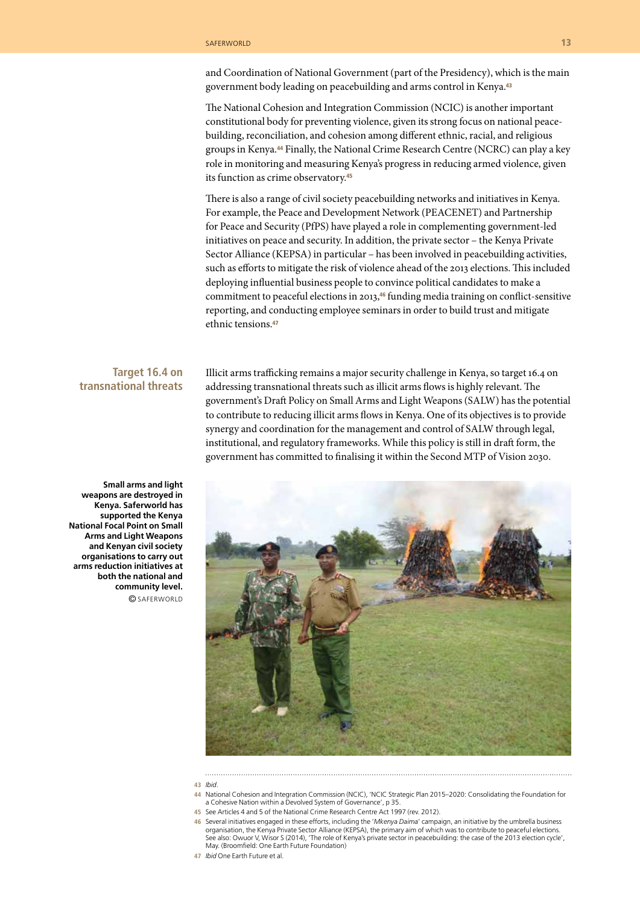and Coordination of National Government (part of the Presidency), which is the main government body leading on peacebuilding and arms control in Kenya.[43]

The National Cohesion and Integration Commission (NCIC) is another important constitutional body for preventing violence, given its strong focus on national peacebuilding, reconciliation, and cohesion among different ethnic, racial, and religious groups in Kenya.[44] Finally, the National Crime Research Centre (NCRC) can play a key role in monitoring and measuring Kenya's progress in reducing armed violence, given its function as crime observatory.[45]

There is also a range of civil society peacebuilding networks and initiatives in Kenya. For example, the Peace and Development Network (PEACENET) and Partnership for Peace and Security (PfPS) have played a role in complementing government-led initiatives on peace and security. In addition, the private sector – the Kenya Private Sector Alliance (KEPSA) in particular – has been involved in peacebuilding activities, such as efforts to mitigate the risk of violence ahead of the 2013 elections. This included deploying influential business people to convince political candidates to make a commitment to peaceful elections in 2013,[46] funding media training on conflict-sensitive reporting, and conducting employee seminars in order to build trust and mitigate ethnic tensions.[47]

## Target 16.4 on transnational threats

Illicit arms trafficking remains a major security challenge in Kenya, so target 16.4 on addressing transnational threats such as illicit arms flows is highly relevant. The government's Draft Policy on Small Arms and Light Weapons (SALW) has the potential to contribute to reducing illicit arms flows in Kenya. One of its objectives is to provide synergy and coordination for the management and control of SALW through legal, institutional, and regulatory frameworks. While this policy is still in draft form, the government has committed to finalising it within the Second MTP of Vision 2030.

**Small arms and light weapons are destroyed in Kenya. Saferworld has supported the Kenya National Focal Point on Small Arms and Light Weapons and Kenyan civil society organisations to carry out arms reduction initiatives at both the national and community level.**
© SAFERWORLD

43 *Ibid*.

44 National Cohesion and Integration Commission (NCIC), 'NCIC Strategic Plan 2015–2020: Consolidating the Foundation for a Cohesive Nation within a Devolved System of Governance', p 35.

45 See Articles 4 and 5 of the National Crime Research Centre Act 1997 (rev. 2012).

46 Several initiatives engaged in these efforts, including the '*Mkenya Daima*' campaign, an initiative by the umbrella business organisation, the Kenya Private Sector Alliance (KEPSA), the primary aim of which was to contribute to peaceful elections. See also: Owuor V, Wisor S (2014), 'The role of Kenya's private sector in peacebuilding: the case of the 2013 election cycle', May. (Broomfield: One Earth Future Foundation)

47 *Ibid* One Earth Future et al.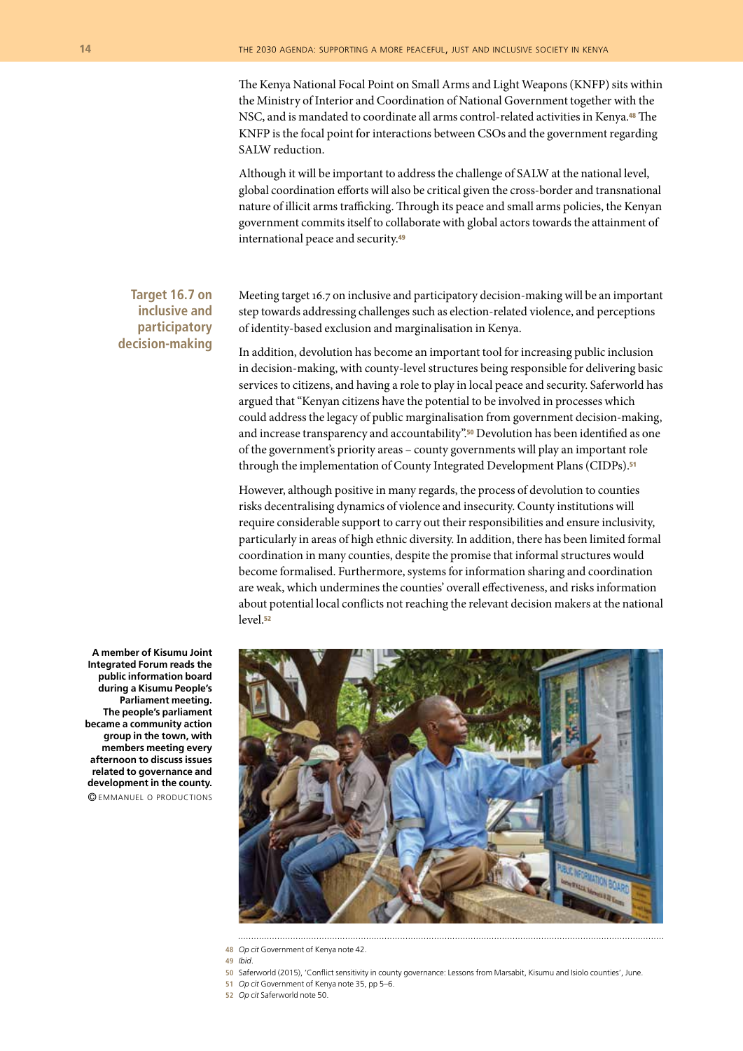The Kenya National Focal Point on Small Arms and Light Weapons (KNFP) sits within the Ministry of Interior and Coordination of National Government together with the NSC, and is mandated to coordinate all arms control-related activities in Kenya.[48] The KNFP is the focal point for interactions between CSOs and the government regarding SALW reduction.

Although it will be important to address the challenge of SALW at the national level, global coordination efforts will also be critical given the cross-border and transnational nature of illicit arms trafficking. Through its peace and small arms policies, the Kenyan government commits itself to collaborate with global actors towards the attainment of international peace and security.[49]

## Target 16.7 on inclusive and participatory decision-making

Meeting target 16.7 on inclusive and participatory decision-making will be an important step towards addressing challenges such as election-related violence, and perceptions of identity-based exclusion and marginalisation in Kenya.

In addition, devolution has become an important tool for increasing public inclusion in decision-making, with county-level structures being responsible for delivering basic services to citizens, and having a role to play in local peace and security. Saferworld has argued that "Kenyan citizens have the potential to be involved in processes which could address the legacy of public marginalisation from government decision-making, and increase transparency and accountability".[50] Devolution has been identified as one of the government's priority areas – county governments will play an important role through the implementation of County Integrated Development Plans (CIDPs).[51]

However, although positive in many regards, the process of devolution to counties risks decentralising dynamics of violence and insecurity. County institutions will require considerable support to carry out their responsibilities and ensure inclusivity, particularly in areas of high ethnic diversity. In addition, there has been limited formal coordination in many counties, despite the promise that informal structures would become formalised. Furthermore, systems for information sharing and coordination are weak, which undermines the counties' overall effectiveness, and risks information about potential local conflicts not reaching the relevant decision makers at the national level.[52]

**A member of Kisumu Joint Integrated Forum reads the public information board during a Kisumu People's Parliament meeting. The people's parliament became a community action group in the town, with members meeting every afternoon to discuss issues related to governance and development in the county.**
© EMMANUEL O PRODUCTIONS

---

48 *Op cit* Government of Kenya note 42.
49 *Ibid*.
50 Saferworld (2015), 'Conflict sensitivity in county governance: Lessons from Marsabit, Kisumu and Isiolo counties', June.
51 *Op cit* Government of Kenya note 35, pp 5–6.
52 *Op cit* Saferworld note 50.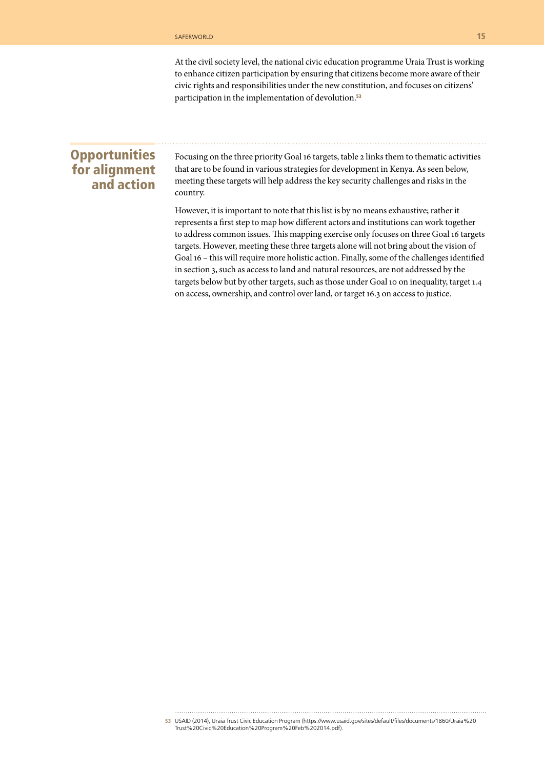At the civil society level, the national civic education programme Uraia Trust is working to enhance citizen participation by ensuring that citizens become more aware of their civic rights and responsibilities under the new constitution, and focuses on citizens' participation in the implementation of devolution.[53]

## Opportunities for alignment and action

Focusing on the three priority Goal 16 targets, table 2 links them to thematic activities that are to be found in various strategies for development in Kenya. As seen below, meeting these targets will help address the key security challenges and risks in the country.

However, it is important to note that this list is by no means exhaustive; rather it represents a first step to map how different actors and institutions can work together to address common issues. This mapping exercise only focuses on three Goal 16 targets targets. However, meeting these three targets alone will not bring about the vision of Goal 16 – this will require more holistic action. Finally, some of the challenges identified in section 3, such as access to land and natural resources, are not addressed by the targets below but by other targets, such as those under Goal 10 on inequality, target 1.4 on access, ownership, and control over land, or target 16.3 on access to justice.

---

53 USAID (2014), Uraia Trust Civic Education Program (https://www.usaid.gov/sites/default/files/documents/1860/Uraia%20Trust%20Civic%20Education%20Program%20Feb%202014.pdf).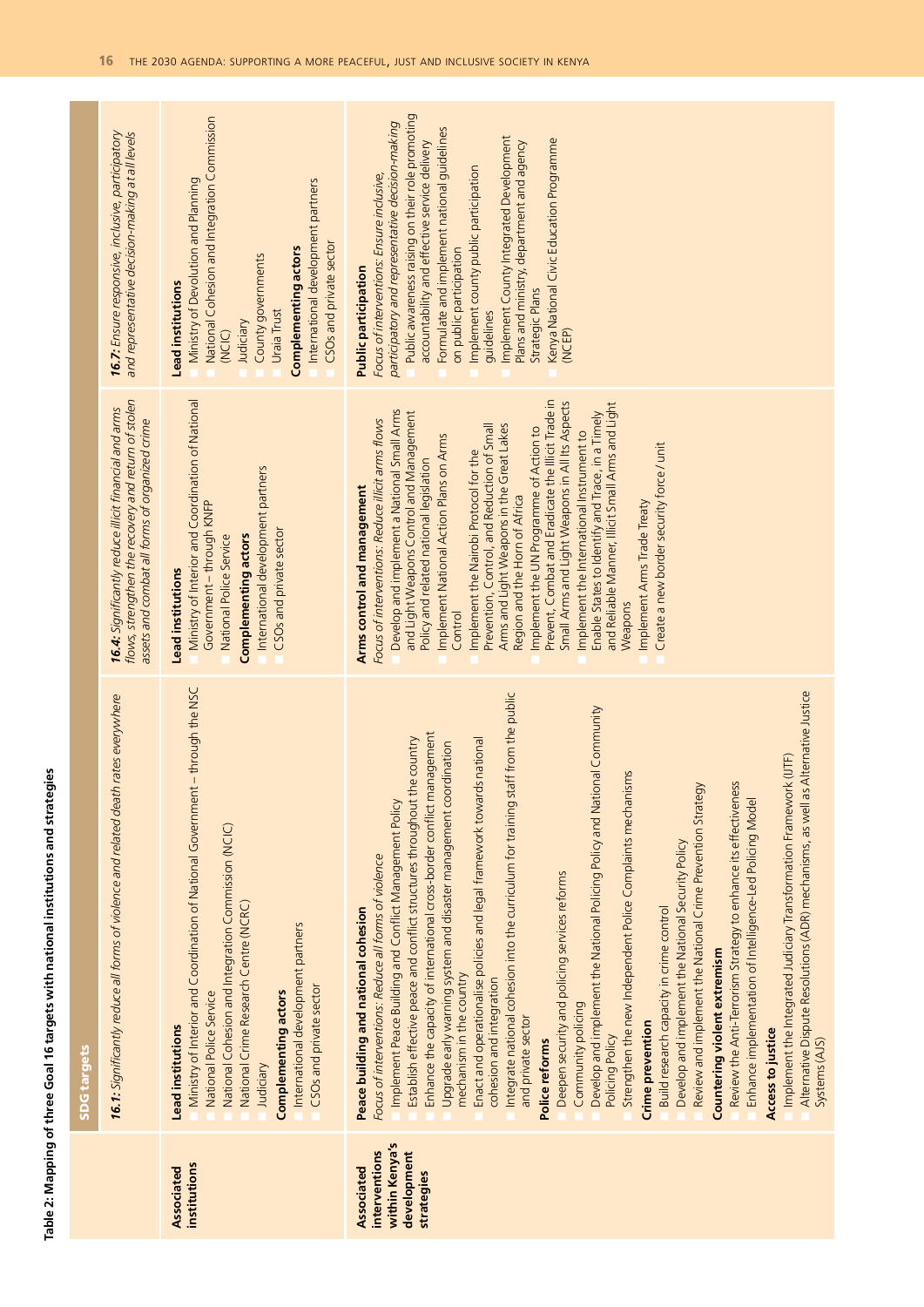**Table 2: Mapping of three Goal 16 targets with national institutions and strategies**

| | SDG targets | | |
|---|---|---|---|
| | *16.1: Significantly reduce all forms of violence and related death rates everywhere* | *16.4: Significantly reduce illicit financial and arms flows, strengthen the recovery and return of stolen assets and combat all forms of organized crime* | *16.7: Ensure responsive, inclusive, participatory and representative decision-making at all levels* |
| **Associated institutions** | **Lead institutions**<br>- Ministry of Interior and Coordination of National Government – through the NSC<br>- National Police Service<br>- National Cohesion and Integration Commission (NCIC)<br>- National Crime Research Centre (NCRC)<br>- Judiciary<br>**Complementing actors**<br>- International development partners<br>- CSOs and private sector | **Lead institutions**<br>- Ministry of Interior and Coordination of National Government – through KNFP<br>- National Police Service<br>**Complementing actors**<br>- International development partners<br>- CSOs and private sector | **Lead institutions**<br>- Ministry of Devolution and Planning<br>- National Cohesion and Integration Commission (NCIC)<br>- Judiciary<br>- County governments<br>- Uraia Trust<br>**Complementing actors**<br>- International development partners<br>- CSOs and private sector |
| **Associated interventions within Kenya's development strategies** | **Peace building and national cohesion**<br>*Focus of interventions: Reduce all forms of violence*<br>- Implement Peace Building and Conflict Management Policy<br>- Establish effective peace and conflict structures throughout the country<br>- Enhance the capacity of international cross-border conflict management<br>- Upgrade early warning system and disaster management coordination mechanism in the country<br>- Enact and operationalise policies and legal framework towards national cohesion and integration<br>- Integrate national cohesion into the curriculum for training staff from the public and private sector<br>**Police reforms**<br>- Deepen security and policing services reforms<br>- Community policing<br>- Develop and implement the National Policing Policy and National Community Policing Policy<br>- Strengthen the new Independent Police Complaints mechanisms<br>**Crime prevention**<br>- Build research capacity in crime control<br>- Develop and implement the National Security Policy<br>- Review and implement the National Crime Prevention Strategy<br>**Countering violent extremism**<br>- Review the Anti-Terrorism Strategy to enhance its effectiveness<br>- Enhance implementation of Intelligence-Led Policing Model<br>**Access to justice**<br>- Implement the Integrated Judiciary Transformation Framework (IJTF)<br>- Alternative Dispute Resolutions (ADR) mechanisms, as well as Alternative Justice Systems (AJS) | **Arms control and management**<br>*Focus of interventions: Reduce illicit arms flows*<br>- Develop and implement a National Small Arms and Light Weapons Control and Management Policy and related national legislation<br>- Implement National Action Plans on Arms Control<br>- Implement the Nairobi Protocol for the Prevention, Control, and Reduction of Small Arms and Light Weapons in the Great Lakes Region and the Horn of Africa<br>- Implement the UN Programme of Action to Prevent, Combat and Eradicate the Illicit Trade in Small Arms and Light Weapons in All Its Aspects<br>- Implement the International Instrument to Enable States to Identify and Trace, in a Timely and Reliable Manner, Illicit Small Arms and Light Weapons<br>- Implement Arms Trade Treaty<br>- Create a new border security force/unit | **Public participation**<br>*Focus of interventions: Ensure inclusive, participatory and representative decision-making*<br>- Public awareness raising on their role promoting accountability and effective service delivery<br>- Formulate and implement national guidelines on public participation<br>- Implement county public participation guidelines<br>- Implement County Integrated Development Plans and ministry, department and agency Strategic Plans<br>- Kenya National Civic Education Programme (NCEP) |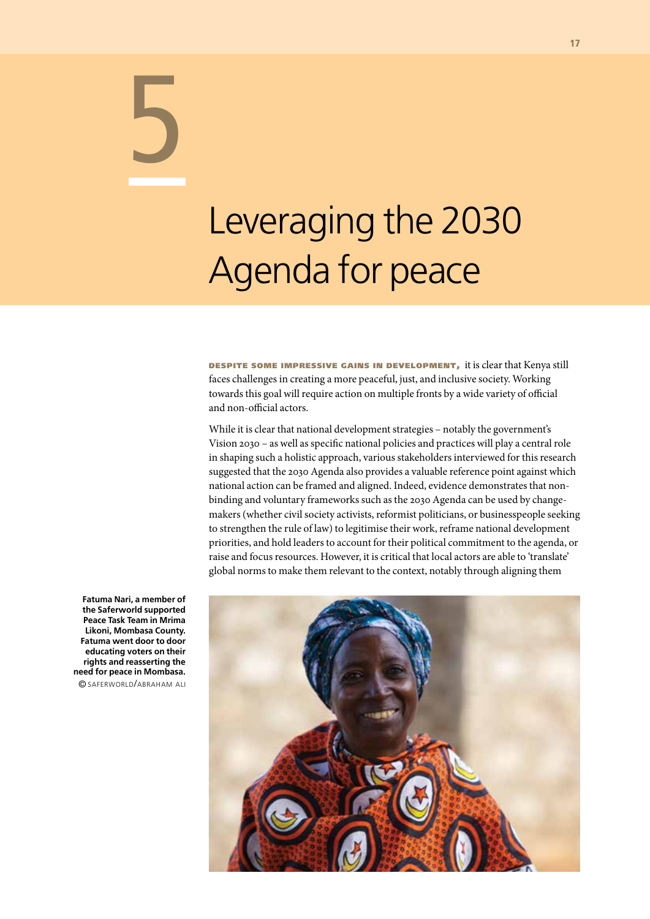# 5 Leveraging the 2030 Agenda for peace

**DESPITE SOME IMPRESSIVE GAINS IN DEVELOPMENT,** it is clear that Kenya still faces challenges in creating a more peaceful, just, and inclusive society. Working towards this goal will require action on multiple fronts by a wide variety of official and non-official actors.

While it is clear that national development strategies – notably the government's Vision 2030 – as well as specific national policies and practices will play a central role in shaping such a holistic approach, various stakeholders interviewed for this research suggested that the 2030 Agenda also provides a valuable reference point against which national action can be framed and aligned. Indeed, evidence demonstrates that non-binding and voluntary frameworks such as the 2030 Agenda can be used by change-makers (whether civil society activists, reformist politicians, or businesspeople seeking to strengthen the rule of law) to legitimise their work, reframe national development priorities, and hold leaders to account for their political commitment to the agenda, or raise and focus resources. However, it is critical that local actors are able to 'translate' global norms to make them relevant to the context, notably through aligning them

**Fatuma Nari, a member of the Saferworld supported Peace Task Team in Mrima Likoni, Mombasa County. Fatuma went door to door educating voters on their rights and reasserting the need for peace in Mombasa.**
© SAFERWORLD/ABRAHAM ALI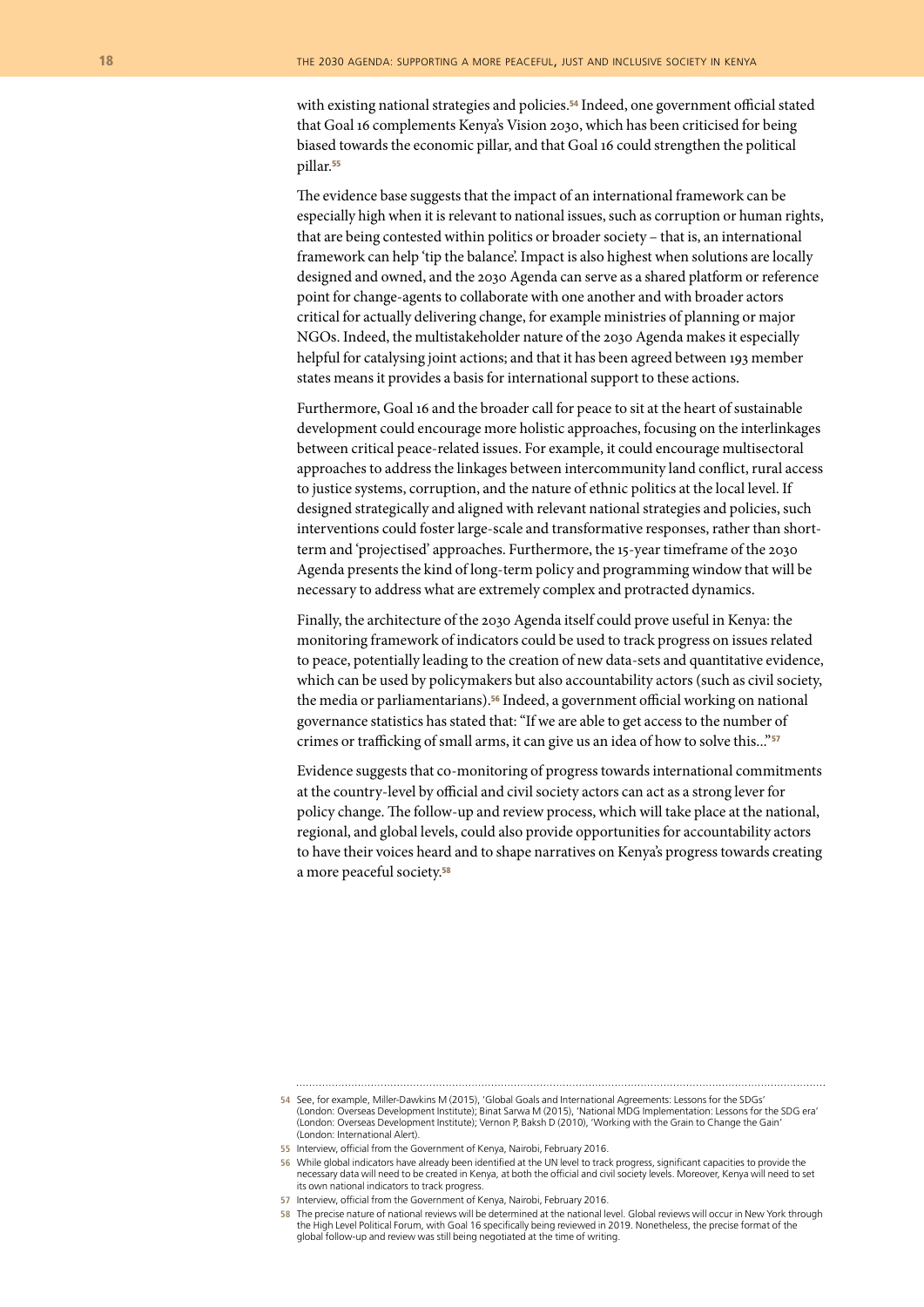with existing national strategies and policies.[54] Indeed, one government official stated that Goal 16 complements Kenya's Vision 2030, which has been criticised for being biased towards the economic pillar, and that Goal 16 could strengthen the political pillar.[55]

The evidence base suggests that the impact of an international framework can be especially high when it is relevant to national issues, such as corruption or human rights, that are being contested within politics or broader society – that is, an international framework can help 'tip the balance'. Impact is also highest when solutions are locally designed and owned, and the 2030 Agenda can serve as a shared platform or reference point for change-agents to collaborate with one another and with broader actors critical for actually delivering change, for example ministries of planning or major NGOs. Indeed, the multistakeholder nature of the 2030 Agenda makes it especially helpful for catalysing joint actions; and that it has been agreed between 193 member states means it provides a basis for international support to these actions.

Furthermore, Goal 16 and the broader call for peace to sit at the heart of sustainable development could encourage more holistic approaches, focusing on the interlinkages between critical peace-related issues. For example, it could encourage multisectoral approaches to address the linkages between intercommunity land conflict, rural access to justice systems, corruption, and the nature of ethnic politics at the local level. If designed strategically and aligned with relevant national strategies and policies, such interventions could foster large-scale and transformative responses, rather than short-term and 'projectised' approaches. Furthermore, the 15-year timeframe of the 2030 Agenda presents the kind of long-term policy and programming window that will be necessary to address what are extremely complex and protracted dynamics.

Finally, the architecture of the 2030 Agenda itself could prove useful in Kenya: the monitoring framework of indicators could be used to track progress on issues related to peace, potentially leading to the creation of new data-sets and quantitative evidence, which can be used by policymakers but also accountability actors (such as civil society, the media or parliamentarians).[56] Indeed, a government official working on national governance statistics has stated that: "If we are able to get access to the number of crimes or trafficking of small arms, it can give us an idea of how to solve this..."[57]

Evidence suggests that co-monitoring of progress towards international commitments at the country-level by official and civil society actors can act as a strong lever for policy change. The follow-up and review process, which will take place at the national, regional, and global levels, could also provide opportunities for accountability actors to have their voices heard and to shape narratives on Kenya's progress towards creating a more peaceful society.[58]

---

54 See, for example, Miller-Dawkins M (2015), 'Global Goals and International Agreements: Lessons for the SDGs' (London: Overseas Development Institute); Binat Sarwa M (2015), 'National MDG Implementation: Lessons for the SDG era' (London: Overseas Development Institute); Vernon P, Baksh D (2010), 'Working with the Grain to Change the Gain' (London: International Alert).

55 Interview, official from the Government of Kenya, Nairobi, February 2016.

56 While global indicators have already been identified at the UN level to track progress, significant capacities to provide the necessary data will need to be created in Kenya, at both the official and civil society levels. Moreover, Kenya will need to set its own national indicators to track progress.

57 Interview, official from the Government of Kenya, Nairobi, February 2016.

58 The precise nature of national reviews will be determined at the national level. Global reviews will occur in New York through the High Level Political Forum, with Goal 16 specifically being reviewed in 2019. Nonetheless, the precise format of the global follow-up and review was still being negotiated at the time of writing.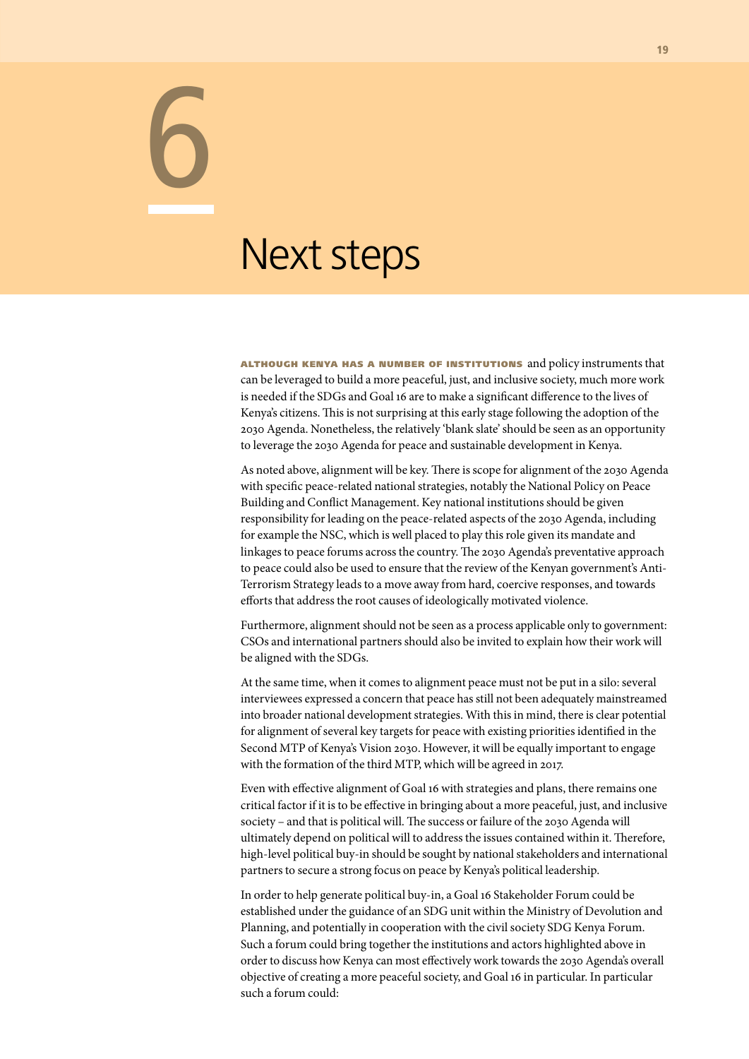# 6

# Next steps

**ALTHOUGH KENYA HAS A NUMBER OF INSTITUTIONS** and policy instruments that can be leveraged to build a more peaceful, just, and inclusive society, much more work is needed if the SDGs and Goal 16 are to make a significant difference to the lives of Kenya's citizens. This is not surprising at this early stage following the adoption of the 2030 Agenda. Nonetheless, the relatively 'blank slate' should be seen as an opportunity to leverage the 2030 Agenda for peace and sustainable development in Kenya.

As noted above, alignment will be key. There is scope for alignment of the 2030 Agenda with specific peace-related national strategies, notably the National Policy on Peace Building and Conflict Management. Key national institutions should be given responsibility for leading on the peace-related aspects of the 2030 Agenda, including for example the NSC, which is well placed to play this role given its mandate and linkages to peace forums across the country. The 2030 Agenda's preventative approach to peace could also be used to ensure that the review of the Kenyan government's Anti-Terrorism Strategy leads to a move away from hard, coercive responses, and towards efforts that address the root causes of ideologically motivated violence.

Furthermore, alignment should not be seen as a process applicable only to government: CSOs and international partners should also be invited to explain how their work will be aligned with the SDGs.

At the same time, when it comes to alignment peace must not be put in a silo: several interviewees expressed a concern that peace has still not been adequately mainstreamed into broader national development strategies. With this in mind, there is clear potential for alignment of several key targets for peace with existing priorities identified in the Second MTP of Kenya's Vision 2030. However, it will be equally important to engage with the formation of the third MTP, which will be agreed in 2017.

Even with effective alignment of Goal 16 with strategies and plans, there remains one critical factor if it is to be effective in bringing about a more peaceful, just, and inclusive society – and that is political will. The success or failure of the 2030 Agenda will ultimately depend on political will to address the issues contained within it. Therefore, high-level political buy-in should be sought by national stakeholders and international partners to secure a strong focus on peace by Kenya's political leadership.

In order to help generate political buy-in, a Goal 16 Stakeholder Forum could be established under the guidance of an SDG unit within the Ministry of Devolution and Planning, and potentially in cooperation with the civil society SDG Kenya Forum. Such a forum could bring together the institutions and actors highlighted above in order to discuss how Kenya can most effectively work towards the 2030 Agenda's overall objective of creating a more peaceful society, and Goal 16 in particular. In particular such a forum could: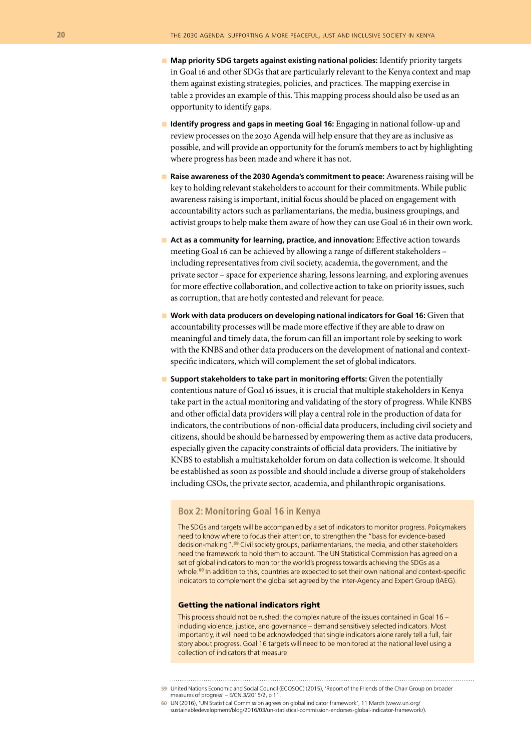- **Map priority SDG targets against existing national policies:** Identify priority targets in Goal 16 and other SDGs that are particularly relevant to the Kenya context and map them against existing strategies, policies, and practices. The mapping exercise in table 2 provides an example of this. This mapping process should also be used as an opportunity to identify gaps.
- **Identify progress and gaps in meeting Goal 16:** Engaging in national follow-up and review processes on the 2030 Agenda will help ensure that they are as inclusive as possible, and will provide an opportunity for the forum's members to act by highlighting where progress has been made and where it has not.
- **Raise awareness of the 2030 Agenda's commitment to peace:** Awareness raising will be key to holding relevant stakeholders to account for their commitments. While public awareness raising is important, initial focus should be placed on engagement with accountability actors such as parliamentarians, the media, business groupings, and activist groups to help make them aware of how they can use Goal 16 in their own work.
- **Act as a community for learning, practice, and innovation:** Effective action towards meeting Goal 16 can be achieved by allowing a range of different stakeholders – including representatives from civil society, academia, the government, and the private sector – space for experience sharing, lessons learning, and exploring avenues for more effective collaboration, and collective action to take on priority issues, such as corruption, that are hotly contested and relevant for peace.
- **Work with data producers on developing national indicators for Goal 16:** Given that accountability processes will be made more effective if they are able to draw on meaningful and timely data, the forum can fill an important role by seeking to work with the KNBS and other data producers on the development of national and context-specific indicators, which will complement the set of global indicators.
- **Support stakeholders to take part in monitoring efforts:** Given the potentially contentious nature of Goal 16 issues, it is crucial that multiple stakeholders in Kenya take part in the actual monitoring and validating of the story of progress. While KNBS and other official data providers will play a central role in the production of data for indicators, the contributions of non-official data producers, including civil society and citizens, should be harnessed by empowering them as active data producers, especially given the capacity constraints of official data providers. The initiative by KNBS to establish a multistakeholder forum on data collection is welcome. It should be established as soon as possible and should include a diverse group of stakeholders including CSOs, the private sector, academia, and philanthropic organisations.

### Box 2: Monitoring Goal 16 in Kenya

The SDGs and targets will be accompanied by a set of indicators to monitor progress. Policymakers need to know where to focus their attention, to strengthen the "basis for evidence-based decision-making".[59] Civil society groups, parliamentarians, the media, and other stakeholders need the framework to hold them to account. The UN Statistical Commission has agreed on a set of global indicators to monitor the world's progress towards achieving the SDGs as a whole.[60] In addition to this, countries are expected to set their own national and context-specific indicators to complement the global set agreed by the Inter-Agency and Expert Group (IAEG).

#### Getting the national indicators right

This process should not be rushed: the complex nature of the issues contained in Goal 16 – including violence, justice, and governance – demand sensitively selected indicators. Most importantly, it will need to be acknowledged that single indicators alone rarely tell a full, fair story about progress. Goal 16 targets will need to be monitored at the national level using a collection of indicators that measure:

---

59 United Nations Economic and Social Council (ECOSOC) (2015), 'Report of the Friends of the Chair Group on broader measures of progress' – E/CN.3/2015/2, p 11.

60 UN (2016), 'UN Statistical Commission agrees on global indicator framework', 11 March (www.un.org/sustainabledevelopment/blog/2016/03/un-statistical-commission-endorses-global-indicator-framework/).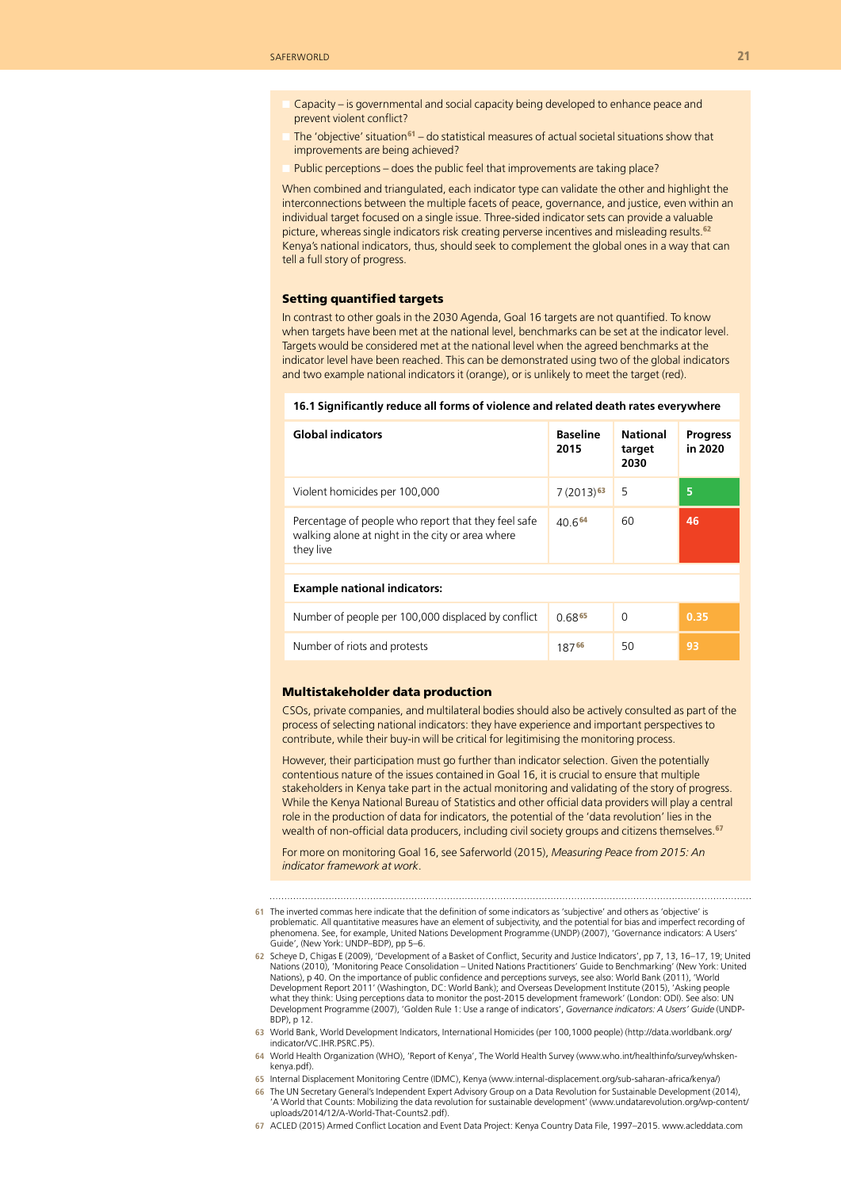- Capacity – is governmental and social capacity being developed to enhance peace and prevent violent conflict?
- The 'objective' situation[61] – do statistical measures of actual societal situations show that improvements are being achieved?
- Public perceptions – does the public feel that improvements are taking place?

When combined and triangulated, each indicator type can validate the other and highlight the interconnections between the multiple facets of peace, governance, and justice, even within an individual target focused on a single issue. Three-sided indicator sets can provide a valuable picture, whereas single indicators risk creating perverse incentives and misleading results.[62] Kenya's national indicators, thus, should seek to complement the global ones in a way that can tell a full story of progress.

### Setting quantified targets

In contrast to other goals in the 2030 Agenda, Goal 16 targets are not quantified. To know when targets have been met at the national level, benchmarks can be set at the indicator level. Targets would be considered met at the national level when the agreed benchmarks at the indicator level have been reached. This can be demonstrated using two of the global indicators and two example national indicators it (orange), or is unlikely to meet the target (red).

**16.1 Significantly reduce all forms of violence and related death rates everywhere**

| Global indicators | Baseline 2015 | National target 2030 | Progress in 2020 |
|---|---|---|---|
| Violent homicides per 100,000 | 7 (2013)[63] | 5 | 5 |
| Percentage of people who report that they feel safe walking alone at night in the city or area where they live | 40.6[64] | 60 | 46 |
| **Example national indicators:** | | | |
| Number of people per 100,000 displaced by conflict | 0.68[65] | 0 | 0.35 |
| Number of riots and protests | 187[66] | 50 | 93 |

### Multistakeholder data production

CSOs, private companies, and multilateral bodies should also be actively consulted as part of the process of selecting national indicators: they have experience and important perspectives to contribute, while their buy-in will be critical for legitimising the monitoring process.

However, their participation must go further than indicator selection. Given the potentially contentious nature of the issues contained in Goal 16, it is crucial to ensure that multiple stakeholders in Kenya take part in the actual monitoring and validating of the story of progress. While the Kenya National Bureau of Statistics and other official data providers will play a central role in the production of data for indicators, the potential of the 'data revolution' lies in the wealth of non-official data producers, including civil society groups and citizens themselves.[67]

For more on monitoring Goal 16, see Saferworld (2015), *Measuring Peace from 2015: An indicator framework at work*.

---

61 The inverted commas here indicate that the definition of some indicators as 'subjective' and others as 'objective' is problematic. All quantitative measures have an element of subjectivity, and the potential for bias and imperfect recording of phenomena. See, for example, United Nations Development Programme (UNDP) (2007), 'Governance indicators: A Users' Guide', (New York: UNDP–BDP), pp 5–6.

62 Scheye D, Chigas E (2009), 'Development of a Basket of Conflict, Security and Justice Indicators', pp 7, 13, 16–17, 19; United Nations (2010), 'Monitoring Peace Consolidation – United Nations Practitioners' Guide to Benchmarking' (New York: United Nations), p 40. On the importance of public confidence and perceptions surveys, see also: World Bank (2011), 'World Development Report 2011' (Washington, DC: World Bank); and Overseas Development Institute (2015), 'Asking people what they think: Using perceptions data to monitor the post-2015 development framework' (London: ODI). See also: UN Development Programme (2007), 'Golden Rule 1: Use a range of indicators', *Governance indicators: A Users' Guide* (UNDP-BDP), p 12.

63 World Bank, World Development Indicators, International Homicides (per 100,1000 people) (http://data.worldbank.org/indicator/VC.IHR.PSRC.P5).

64 World Health Organization (WHO), 'Report of Kenya', The World Health Survey (www.who.int/healthinfo/survey/whsken-kenya.pdf).

65 Internal Displacement Monitoring Centre (IDMC), Kenya (www.internal-displacement.org/sub-saharan-africa/kenya/)

66 The UN Secretary General's Independent Expert Advisory Group on a Data Revolution for Sustainable Development (2014), 'A World that Counts: Mobilizing the data revolution for sustainable development' (www.undatarevolution.org/wp-content/uploads/2014/12/A-World-That-Counts2.pdf).

67 ACLED (2015) Armed Conflict Location and Event Data Project: Kenya Country Data File, 1997–2015. www.acleddata.com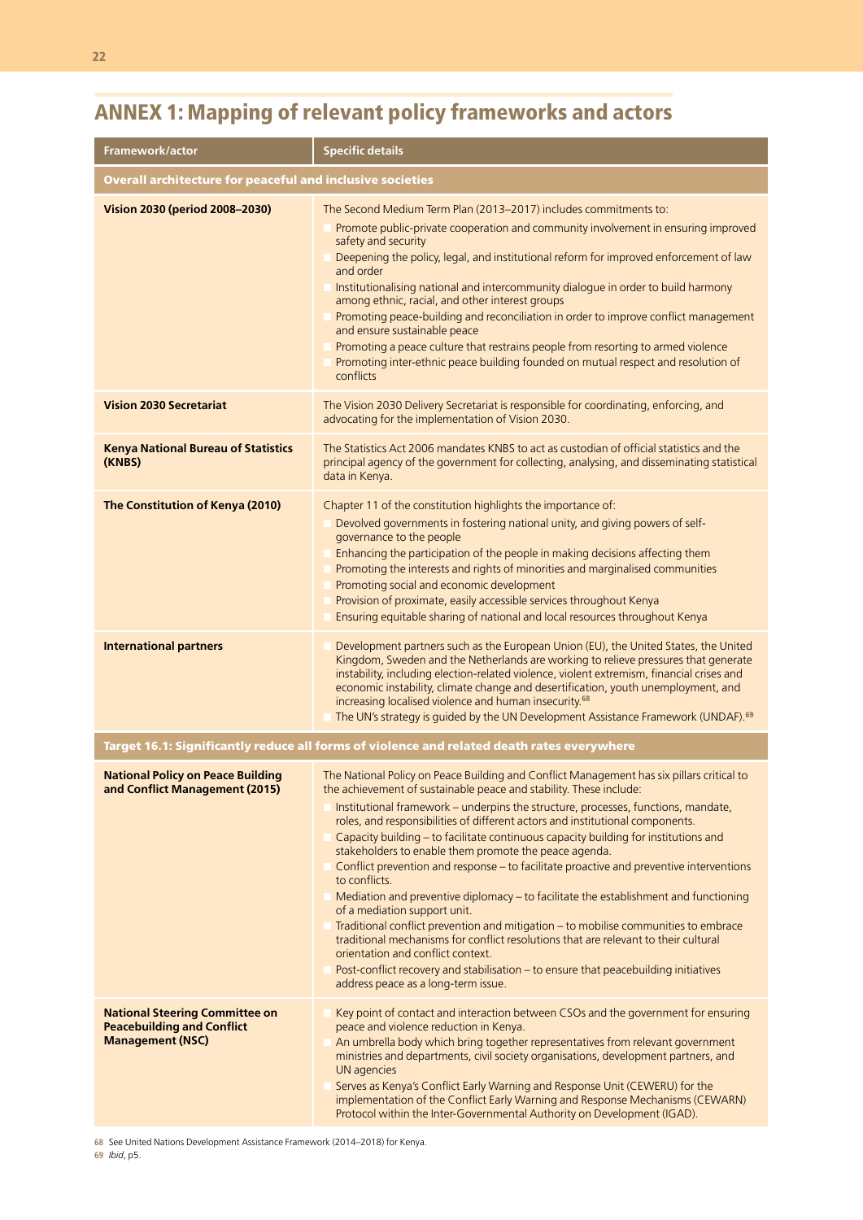## ANNEX 1: Mapping of relevant policy frameworks and actors

| Framework/actor | Specific details |
|---|---|
| **Overall architecture for peaceful and inclusive societies** | |
| **Vision 2030 (period 2008–2030)** | The Second Medium Term Plan (2013–2017) includes commitments to:<br>• Promote public-private cooperation and community involvement in ensuring improved safety and security<br>• Deepening the policy, legal, and institutional reform for improved enforcement of law and order<br>• Institutionalising national and intercommunity dialogue in order to build harmony among ethnic, racial, and other interest groups<br>• Promoting peace-building and reconciliation in order to improve conflict management and ensure sustainable peace<br>• Promoting a peace culture that restrains people from resorting to armed violence<br>• Promoting inter-ethnic peace building founded on mutual respect and resolution of conflicts |
| **Vision 2030 Secretariat** | The Vision 2030 Delivery Secretariat is responsible for coordinating, enforcing, and advocating for the implementation of Vision 2030. |
| **Kenya National Bureau of Statistics (KNBS)** | The Statistics Act 2006 mandates KNBS to act as custodian of official statistics and the principal agency of the government for collecting, analysing, and disseminating statistical data in Kenya. |
| **The Constitution of Kenya (2010)** | Chapter 11 of the constitution highlights the importance of:<br>• Devolved governments in fostering national unity, and giving powers of self-governance to the people<br>• Enhancing the participation of the people in making decisions affecting them<br>• Promoting the interests and rights of minorities and marginalised communities<br>• Promoting social and economic development<br>• Provision of proximate, easily accessible services throughout Kenya<br>• Ensuring equitable sharing of national and local resources throughout Kenya |
| **International partners** | • Development partners such as the European Union (EU), the United States, the United Kingdom, Sweden and the Netherlands are working to relieve pressures that generate instability, including election-related violence, violent extremism, financial crises and economic instability, climate change and desertification, youth unemployment, and increasing localised violence and human insecurity.[68]<br>• The UN's strategy is guided by the UN Development Assistance Framework (UNDAF).[69] |
| **Target 16.1: Significantly reduce all forms of violence and related death rates everywhere** | |
| **National Policy on Peace Building and Conflict Management (2015)** | The National Policy on Peace Building and Conflict Management has six pillars critical to the achievement of sustainable peace and stability. These include:<br>• Institutional framework – underpins the structure, processes, functions, mandate, roles, and responsibilities of different actors and institutional components.<br>• Capacity building – to facilitate continuous capacity building for institutions and stakeholders to enable them promote the peace agenda.<br>• Conflict prevention and response – to facilitate proactive and preventive interventions to conflicts.<br>• Mediation and preventive diplomacy – to facilitate the establishment and functioning of a mediation support unit.<br>• Traditional conflict prevention and mitigation – to mobilise communities to embrace traditional mechanisms for conflict resolutions that are relevant to their cultural orientation and conflict context.<br>• Post-conflict recovery and stabilisation – to ensure that peacebuilding initiatives address peace as a long-term issue. |
| **National Steering Committee on Peacebuilding and Conflict Management (NSC)** | • Key point of contact and interaction between CSOs and the government for ensuring peace and violence reduction in Kenya.<br>• An umbrella body which bring together representatives from relevant government ministries and departments, civil society organisations, development partners, and UN agencies<br>• Serves as Kenya's Conflict Early Warning and Response Unit (CEWERU) for the implementation of the Conflict Early Warning and Response Mechanisms (CEWARN) Protocol within the Inter-Governmental Authority on Development (IGAD). |

68 See United Nations Development Assistance Framework (2014–2018) for Kenya.
69 *Ibid*, p5.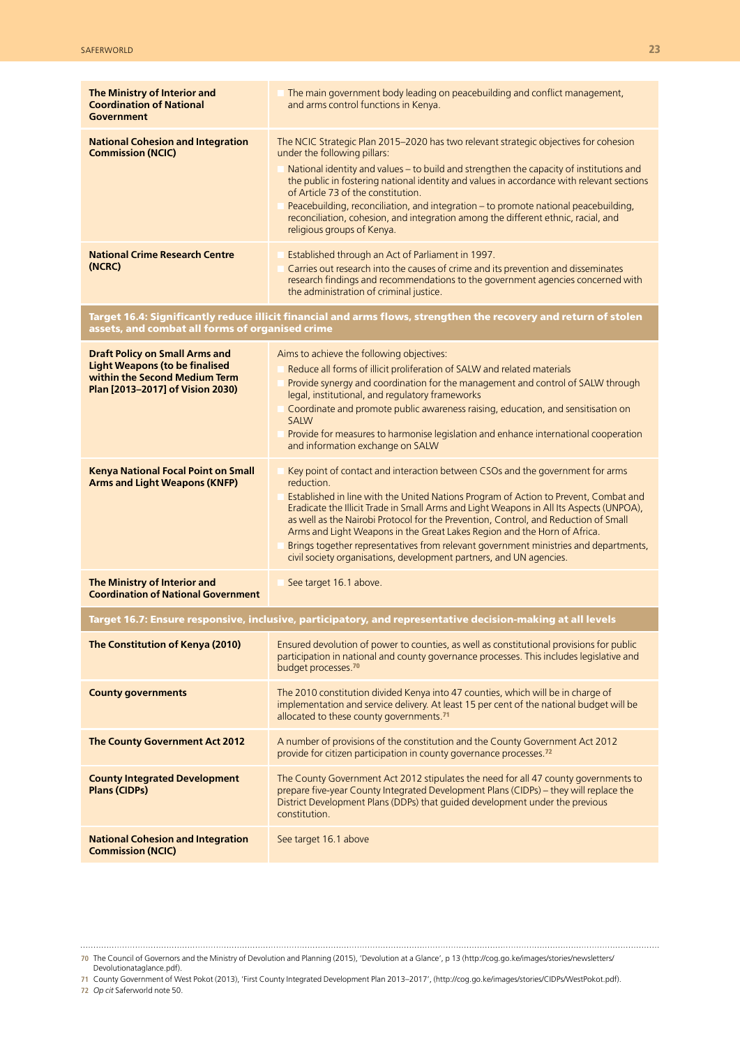| | |
|---|---|
| **The Ministry of Interior and Coordination of National Government** | ▪ The main government body leading on peacebuilding and conflict management, and arms control functions in Kenya. |
| **National Cohesion and Integration Commission (NCIC)** | The NCIC Strategic Plan 2015–2020 has two relevant strategic objectives for cohesion under the following pillars:<br>▪ National identity and values – to build and strengthen the capacity of institutions and the public in fostering national identity and values in accordance with relevant sections of Article 73 of the constitution.<br>▪ Peacebuilding, reconciliation, and integration – to promote national peacebuilding, reconciliation, cohesion, and integration among the different ethnic, racial, and religious groups of Kenya. |
| **National Crime Research Centre (NCRC)** | ▪ Established through an Act of Parliament in 1997.<br>▪ Carries out research into the causes of crime and its prevention and disseminates research findings and recommendations to the government agencies concerned with the administration of criminal justice. |
| **Target 16.4: Significantly reduce illicit financial and arms flows, strengthen the recovery and return of stolen assets, and combat all forms of organised crime** | |
| **Draft Policy on Small Arms and Light Weapons (to be finalised within the Second Medium Term Plan [2013–2017] of Vision 2030)** | Aims to achieve the following objectives:<br>▪ Reduce all forms of illicit proliferation of SALW and related materials<br>▪ Provide synergy and coordination for the management and control of SALW through legal, institutional, and regulatory frameworks<br>▪ Coordinate and promote public awareness raising, education, and sensitisation on SALW<br>▪ Provide for measures to harmonise legislation and enhance international cooperation and information exchange on SALW |
| **Kenya National Focal Point on Small Arms and Light Weapons (KNFP)** | ▪ Key point of contact and interaction between CSOs and the government for arms reduction.<br>▪ Established in line with the United Nations Program of Action to Prevent, Combat and Eradicate the Illicit Trade in Small Arms and Light Weapons in All Its Aspects (UNPOA), as well as the Nairobi Protocol for the Prevention, Control, and Reduction of Small Arms and Light Weapons in the Great Lakes Region and the Horn of Africa.<br>▪ Brings together representatives from relevant government ministries and departments, civil society organisations, development partners, and UN agencies. |
| **The Ministry of Interior and Coordination of National Government** | ▪ See target 16.1 above. |
| **Target 16.7: Ensure responsive, inclusive, participatory, and representative decision-making at all levels** | |
| **The Constitution of Kenya (2010)** | Ensured devolution of power to counties, as well as constitutional provisions for public participation in national and county governance processes. This includes legislative and budget processes.[70] |
| **County governments** | The 2010 constitution divided Kenya into 47 counties, which will be in charge of implementation and service delivery. At least 15 per cent of the national budget will be allocated to these county governments.[71] |
| **The County Government Act 2012** | A number of provisions of the constitution and the County Government Act 2012 provide for citizen participation in county governance processes.[72] |
| **County Integrated Development Plans (CIDPs)** | The County Government Act 2012 stipulates the need for all 47 county governments to prepare five-year County Integrated Development Plans (CIDPs) – they will replace the District Development Plans (DDPs) that guided development under the previous constitution. |
| **National Cohesion and Integration Commission (NCIC)** | See target 16.1 above |

70 The Council of Governors and the Ministry of Devolution and Planning (2015), 'Devolution at a Glance', p 13 (http://cog.go.ke/images/stories/newsletters/Devolutionataglance.pdf).

71 County Government of West Pokot (2013), 'First County Integrated Development Plan 2013–2017', (http://cog.go.ke/images/stories/CIDPs/WestPokot.pdf).

72 *Op cit* Saferworld note 50.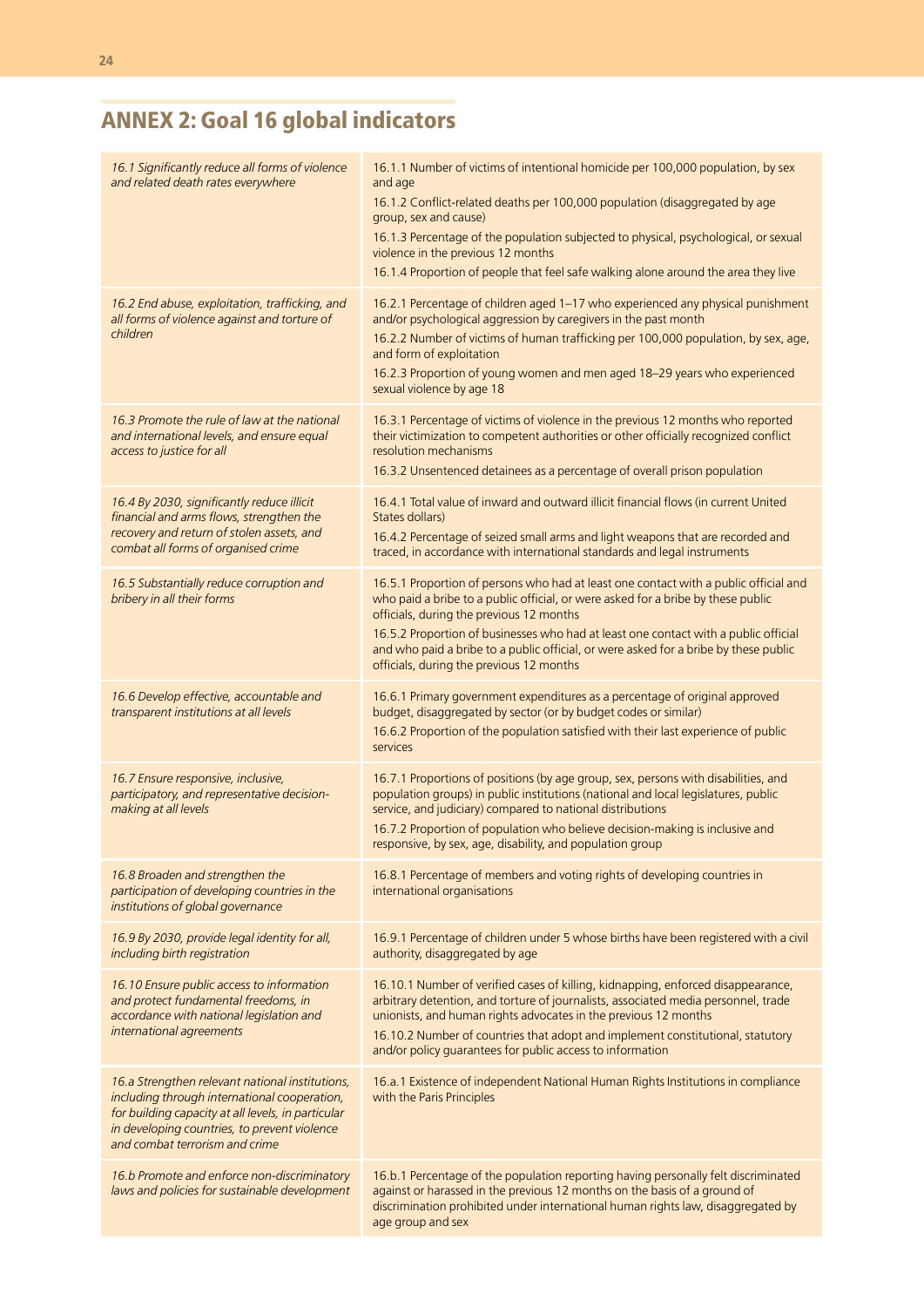## ANNEX 2: Goal 16 global indicators

| Target | Indicators |
|---|---|
| *16.1 Significantly reduce all forms of violence and related death rates everywhere* | 16.1.1 Number of victims of intentional homicide per 100,000 population, by sex and age<br>16.1.2 Conflict-related deaths per 100,000 population (disaggregated by age group, sex and cause)<br>16.1.3 Percentage of the population subjected to physical, psychological, or sexual violence in the previous 12 months<br>16.1.4 Proportion of people that feel safe walking alone around the area they live |
| *16.2 End abuse, exploitation, trafficking, and all forms of violence against and torture of children* | 16.2.1 Percentage of children aged 1–17 who experienced any physical punishment and/or psychological aggression by caregivers in the past month<br>16.2.2 Number of victims of human trafficking per 100,000 population, by sex, age, and form of exploitation<br>16.2.3 Proportion of young women and men aged 18–29 years who experienced sexual violence by age 18 |
| *16.3 Promote the rule of law at the national and international levels, and ensure equal access to justice for all* | 16.3.1 Percentage of victims of violence in the previous 12 months who reported their victimization to competent authorities or other officially recognized conflict resolution mechanisms<br>16.3.2 Unsentenced detainees as a percentage of overall prison population |
| *16.4 By 2030, significantly reduce illicit financial and arms flows, strengthen the recovery and return of stolen assets, and combat all forms of organised crime* | 16.4.1 Total value of inward and outward illicit financial flows (in current United States dollars)<br>16.4.2 Percentage of seized small arms and light weapons that are recorded and traced, in accordance with international standards and legal instruments |
| *16.5 Substantially reduce corruption and bribery in all their forms* | 16.5.1 Proportion of persons who had at least one contact with a public official and who paid a bribe to a public official, or were asked for a bribe by these public officials, during the previous 12 months<br>16.5.2 Proportion of businesses who had at least one contact with a public official and who paid a bribe to a public official, or were asked for a bribe by these public officials, during the previous 12 months |
| *16.6 Develop effective, accountable and transparent institutions at all levels* | 16.6.1 Primary government expenditures as a percentage of original approved budget, disaggregated by sector (or by budget codes or similar)<br>16.6.2 Proportion of the population satisfied with their last experience of public services |
| *16.7 Ensure responsive, inclusive, participatory, and representative decision-making at all levels* | 16.7.1 Proportions of positions (by age group, sex, persons with disabilities, and population groups) in public institutions (national and local legislatures, public service, and judiciary) compared to national distributions<br>16.7.2 Proportion of population who believe decision-making is inclusive and responsive, by sex, age, disability, and population group |
| *16.8 Broaden and strengthen the participation of developing countries in the institutions of global governance* | 16.8.1 Percentage of members and voting rights of developing countries in international organisations |
| *16.9 By 2030, provide legal identity for all, including birth registration* | 16.9.1 Percentage of children under 5 whose births have been registered with a civil authority, disaggregated by age |
| *16.10 Ensure public access to information and protect fundamental freedoms, in accordance with national legislation and international agreements* | 16.10.1 Number of verified cases of killing, kidnapping, enforced disappearance, arbitrary detention, and torture of journalists, associated media personnel, trade unionists, and human rights advocates in the previous 12 months<br>16.10.2 Number of countries that adopt and implement constitutional, statutory and/or policy guarantees for public access to information |
| *16.a Strengthen relevant national institutions, including through international cooperation, for building capacity at all levels, in particular in developing countries, to prevent violence and combat terrorism and crime* | 16.a.1 Existence of independent National Human Rights Institutions in compliance with the Paris Principles |
| *16.b Promote and enforce non-discriminatory laws and policies for sustainable development* | 16.b.1 Percentage of the population reporting having personally felt discriminated against or harassed in the previous 12 months on the basis of a ground of discrimination prohibited under international human rights law, disaggregated by age group and sex |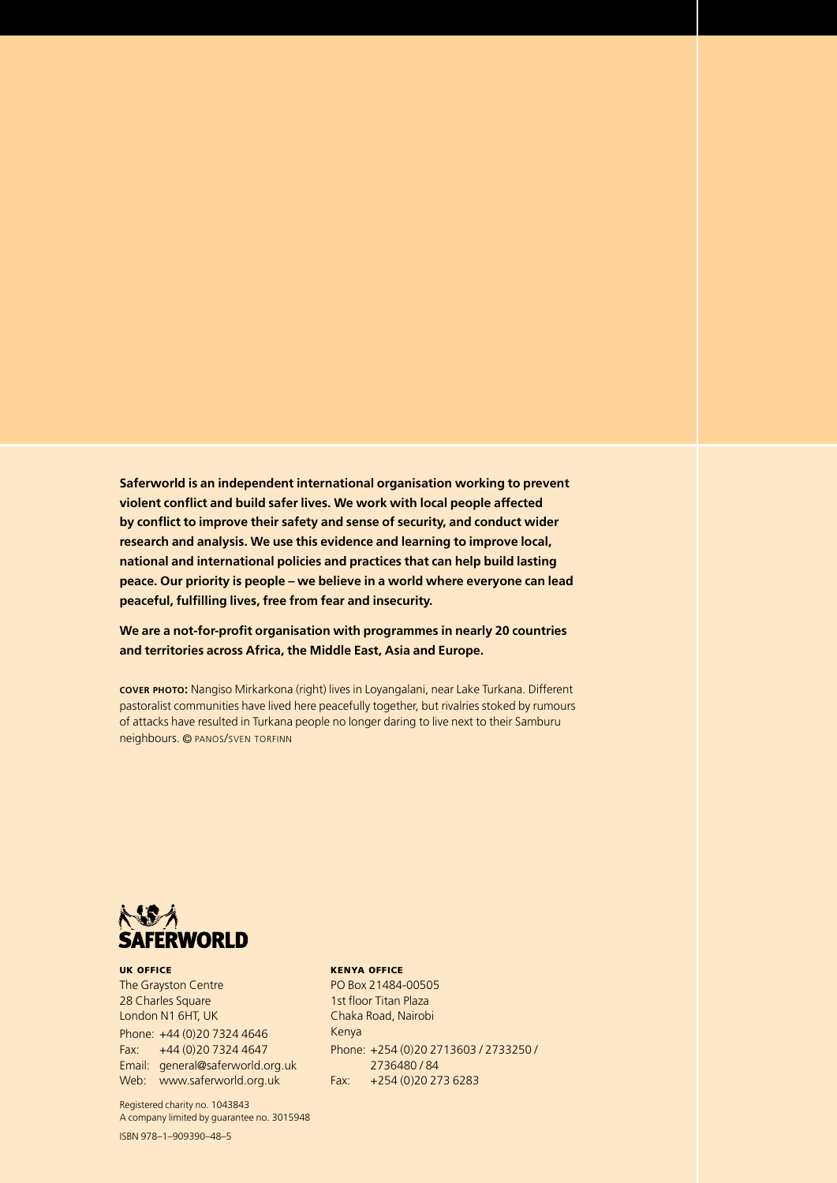**Saferworld is an independent international organisation working to prevent violent conflict and build safer lives. We work with local people affected by conflict to improve their safety and sense of security, and conduct wider research and analysis. We use this evidence and learning to improve local, national and international policies and practices that can help build lasting peace. Our priority is people – we believe in a world where everyone can lead peaceful, fulfilling lives, free from fear and insecurity.**

**We are a not-for-profit organisation with programmes in nearly 20 countries and territories across Africa, the Middle East, Asia and Europe.**

**COVER PHOTO:** Nangiso Mirkarkona (right) lives in Loyangalani, near Lake Turkana. Different pastoralist communities have lived here peacefully together, but rivalries stoked by rumours of attacks have resulted in Turkana people no longer daring to live next to their Samburu neighbours. © PANOS/SVEN TORFINN

SAFERWORLD

**UK OFFICE**
The Grayston Centre
28 Charles Square
London N1 6HT, UK
Phone: +44 (0)20 7324 4646
Fax: +44 (0)20 7324 4647
Email: general@saferworld.org.uk
Web: www.saferworld.org.uk

Registered charity no. 1043843
A company limited by guarantee no. 3015948

ISBN 978–1–909390–48–5

**KENYA OFFICE**
PO Box 21484-00505
1st floor Titan Plaza
Chaka Road, Nairobi
Kenya
Phone: +254 (0)20 2713603 / 2733250 / 2736480 / 84
Fax: +254 (0)20 273 6283